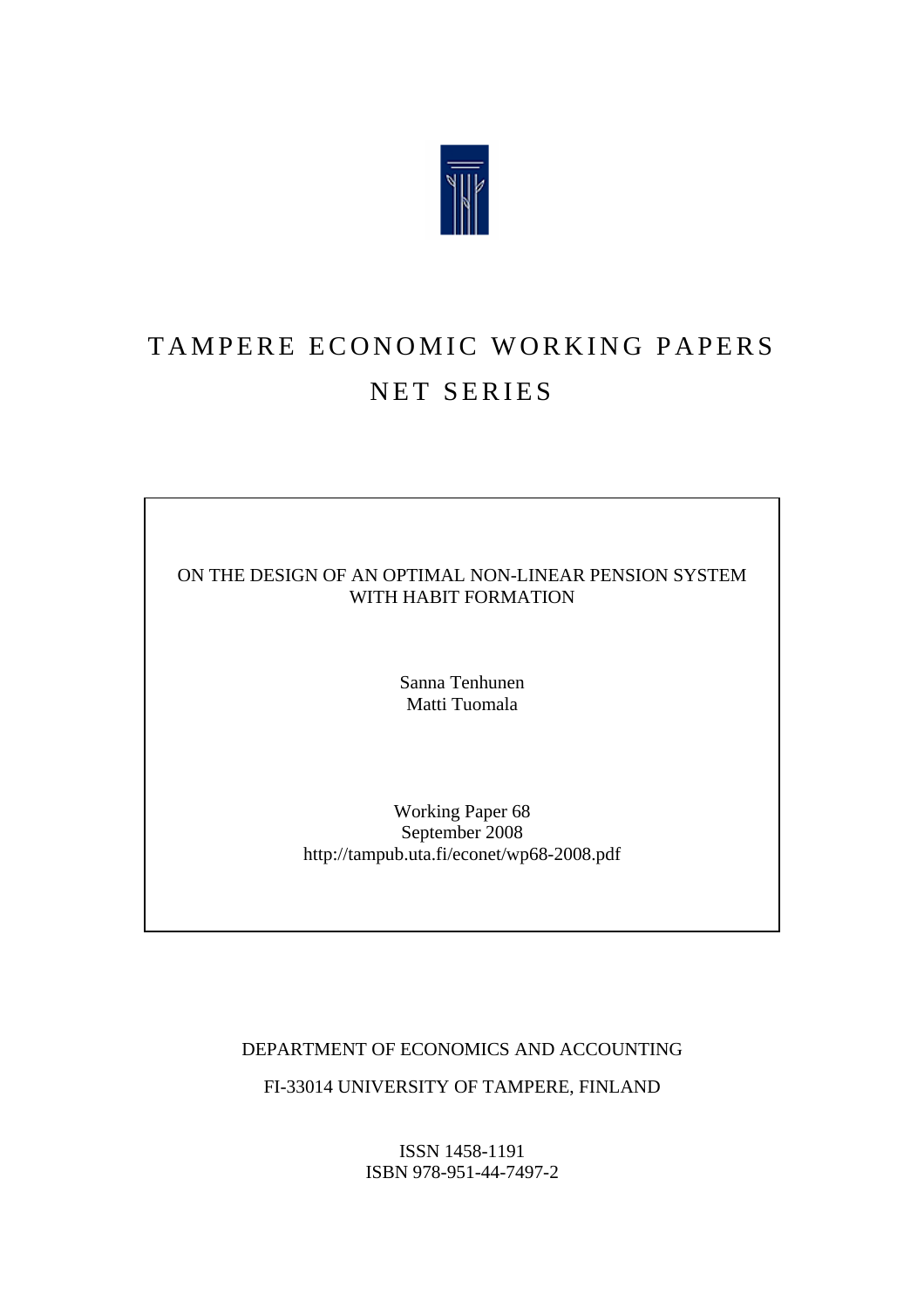# TAMPERE ECONOMIC WORKING PAPERS
## NET SERIES

ON THE DESIGN OF AN OPTIMAL NON-LINEAR PENSION SYSTEM WITH HABIT FORMATION

Sanna Tenhunen
Matti Tuomala

Working Paper 68
September 2008
http://tampub.uta.fi/econet/wp68-2008.pdf

DEPARTMENT OF ECONOMICS AND ACCOUNTING

FI-33014 UNIVERSITY OF TAMPERE, FINLAND

ISSN 1458-1191
ISBN 978-951-44-7497-2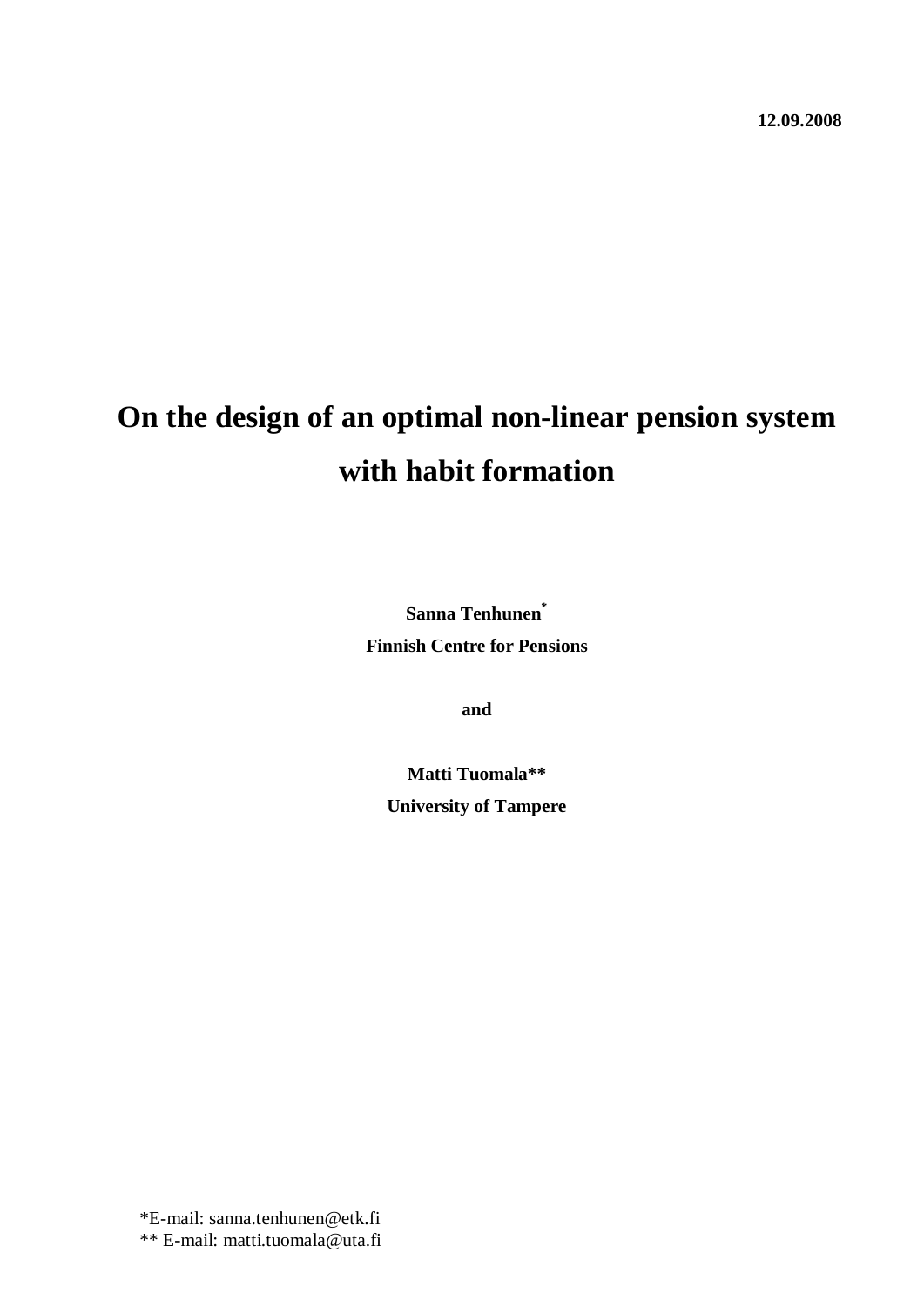**12.09.2008**

# On the design of an optimal non-linear pension system with habit formation

**Sanna Tenhunen***

**Finnish Centre for Pensions**

**and**

**Matti Tuomala****

**University of Tampere**

*E-mail: sanna.tenhunen@etk.fi

** E-mail: matti.tuomala@uta.fi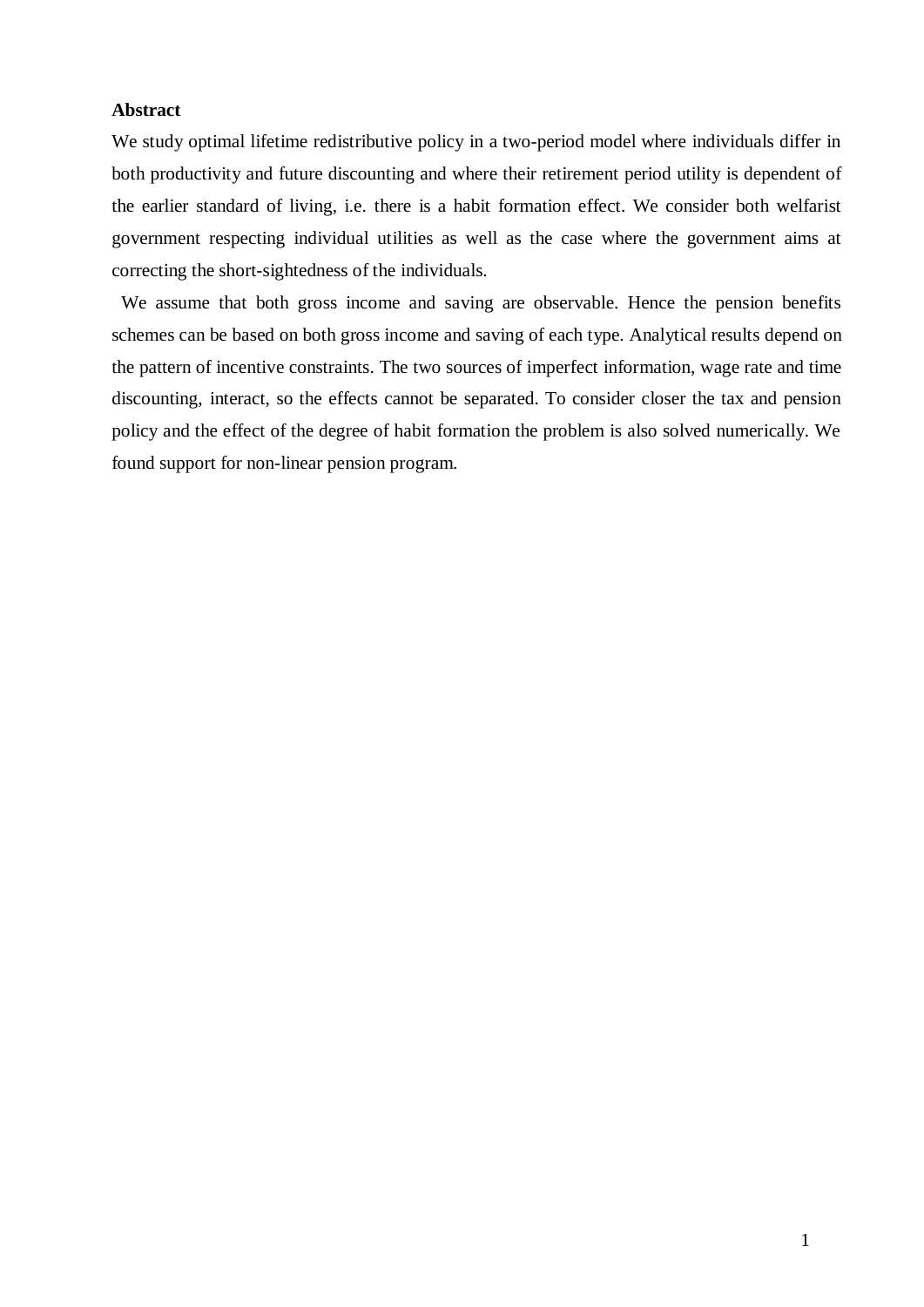**Abstract**

We study optimal lifetime redistributive policy in a two-period model where individuals differ in both productivity and future discounting and where their retirement period utility is dependent of the earlier standard of living, i.e. there is a habit formation effect. We consider both welfarist government respecting individual utilities as well as the case where the government aims at correcting the short-sightedness of the individuals.

We assume that both gross income and saving are observable. Hence the pension benefits schemes can be based on both gross income and saving of each type. Analytical results depend on the pattern of incentive constraints. The two sources of imperfect information, wage rate and time discounting, interact, so the effects cannot be separated. To consider closer the tax and pension policy and the effect of the degree of habit formation the problem is also solved numerically. We found support for non-linear pension program.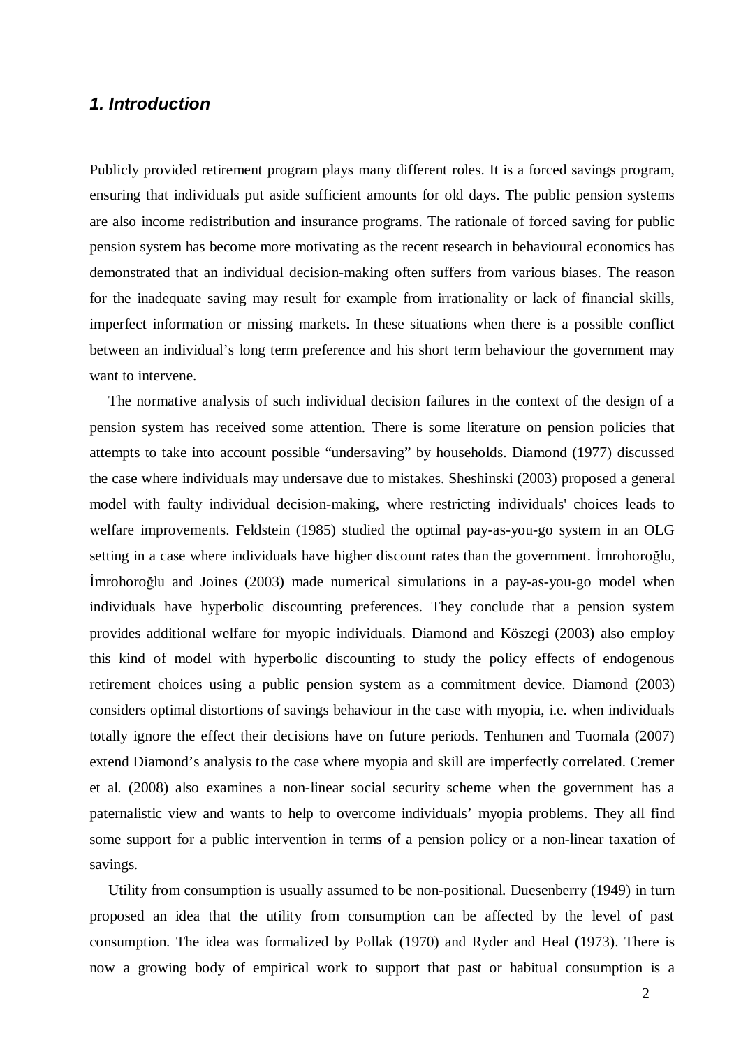## *1. Introduction*

Publicly provided retirement program plays many different roles. It is a forced savings program, ensuring that individuals put aside sufficient amounts for old days. The public pension systems are also income redistribution and insurance programs. The rationale of forced saving for public pension system has become more motivating as the recent research in behavioural economics has demonstrated that an individual decision-making often suffers from various biases. The reason for the inadequate saving may result for example from irrationality or lack of financial skills, imperfect information or missing markets. In these situations when there is a possible conflict between an individual's long term preference and his short term behaviour the government may want to intervene.

The normative analysis of such individual decision failures in the context of the design of a pension system has received some attention. There is some literature on pension policies that attempts to take into account possible "undersaving" by households. Diamond (1977) discussed the case where individuals may undersave due to mistakes. Sheshinski (2003) proposed a general model with faulty individual decision-making, where restricting individuals' choices leads to welfare improvements. Feldstein (1985) studied the optimal pay-as-you-go system in an OLG setting in a case where individuals have higher discount rates than the government. İmrohoroğlu, İmrohoroğlu and Joines (2003) made numerical simulations in a pay-as-you-go model when individuals have hyperbolic discounting preferences. They conclude that a pension system provides additional welfare for myopic individuals. Diamond and Köszegi (2003) also employ this kind of model with hyperbolic discounting to study the policy effects of endogenous retirement choices using a public pension system as a commitment device. Diamond (2003) considers optimal distortions of savings behaviour in the case with myopia, i.e. when individuals totally ignore the effect their decisions have on future periods. Tenhunen and Tuomala (2007) extend Diamond's analysis to the case where myopia and skill are imperfectly correlated. Cremer et al. (2008) also examines a non-linear social security scheme when the government has a paternalistic view and wants to help to overcome individuals' myopia problems. They all find some support for a public intervention in terms of a pension policy or a non-linear taxation of savings.

Utility from consumption is usually assumed to be non-positional. Duesenberry (1949) in turn proposed an idea that the utility from consumption can be affected by the level of past consumption. The idea was formalized by Pollak (1970) and Ryder and Heal (1973). There is now a growing body of empirical work to support that past or habitual consumption is a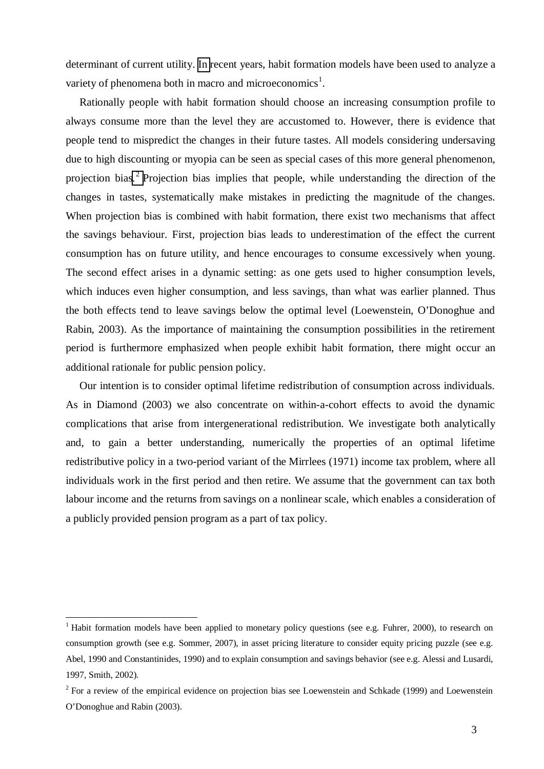determinant of current utility. In recent years, habit formation models have been used to analyze a variety of phenomena both in macro and microeconomics[1].

Rationally people with habit formation should choose an increasing consumption profile to always consume more than the level they are accustomed to. However, there is evidence that people tend to mispredict the changes in their future tastes. All models considering undersaving due to high discounting or myopia can be seen as special cases of this more general phenomenon, projection bias.[2] Projection bias implies that people, while understanding the direction of the changes in tastes, systematically make mistakes in predicting the magnitude of the changes. When projection bias is combined with habit formation, there exist two mechanisms that affect the savings behaviour. First, projection bias leads to underestimation of the effect the current consumption has on future utility, and hence encourages to consume excessively when young. The second effect arises in a dynamic setting: as one gets used to higher consumption levels, which induces even higher consumption, and less savings, than what was earlier planned. Thus the both effects tend to leave savings below the optimal level (Loewenstein, O'Donoghue and Rabin, 2003). As the importance of maintaining the consumption possibilities in the retirement period is furthermore emphasized when people exhibit habit formation, there might occur an additional rationale for public pension policy.

Our intention is to consider optimal lifetime redistribution of consumption across individuals. As in Diamond (2003) we also concentrate on within-a-cohort effects to avoid the dynamic complications that arise from intergenerational redistribution. We investigate both analytically and, to gain a better understanding, numerically the properties of an optimal lifetime redistributive policy in a two-period variant of the Mirrlees (1971) income tax problem, where all individuals work in the first period and then retire. We assume that the government can tax both labour income and the returns from savings on a nonlinear scale, which enables a consideration of a publicly provided pension program as a part of tax policy.

[1] Habit formation models have been applied to monetary policy questions (see e.g. Fuhrer, 2000), to research on consumption growth (see e.g. Sommer, 2007), in asset pricing literature to consider equity pricing puzzle (see e.g. Abel, 1990 and Constantinides, 1990) and to explain consumption and savings behavior (see e.g. Alessi and Lusardi, 1997, Smith, 2002).

[2] For a review of the empirical evidence on projection bias see Loewenstein and Schkade (1999) and Loewenstein O'Donoghue and Rabin (2003).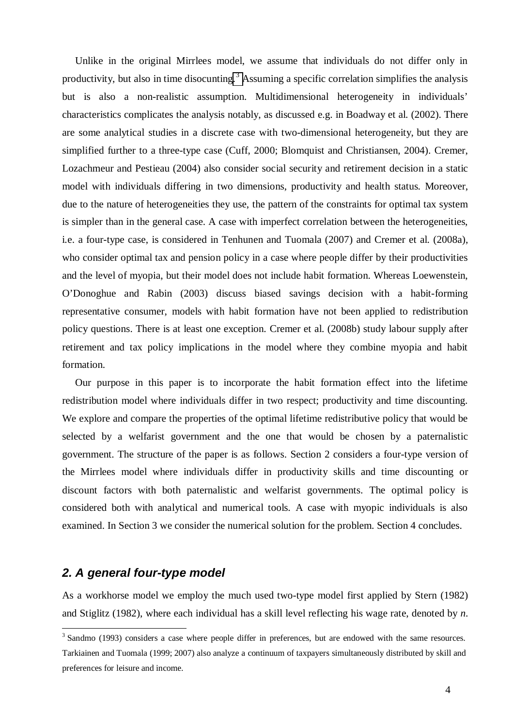Unlike in the original Mirrlees model, we assume that individuals do not differ only in productivity, but also in time disocunting.[3] Assuming a specific correlation simplifies the analysis but is also a non-realistic assumption. Multidimensional heterogeneity in individuals' characteristics complicates the analysis notably, as discussed e.g. in Boadway et al. (2002). There are some analytical studies in a discrete case with two-dimensional heterogeneity, but they are simplified further to a three-type case (Cuff, 2000; Blomquist and Christiansen, 2004). Cremer, Lozachmeur and Pestieau (2004) also consider social security and retirement decision in a static model with individuals differing in two dimensions, productivity and health status. Moreover, due to the nature of heterogeneities they use, the pattern of the constraints for optimal tax system is simpler than in the general case. A case with imperfect correlation between the heterogeneities, i.e. a four-type case, is considered in Tenhunen and Tuomala (2007) and Cremer et al. (2008a), who consider optimal tax and pension policy in a case where people differ by their productivities and the level of myopia, but their model does not include habit formation. Whereas Loewenstein, O'Donoghue and Rabin (2003) discuss biased savings decision with a habit-forming representative consumer, models with habit formation have not been applied to redistribution policy questions. There is at least one exception. Cremer et al. (2008b) study labour supply after retirement and tax policy implications in the model where they combine myopia and habit formation.

Our purpose in this paper is to incorporate the habit formation effect into the lifetime redistribution model where individuals differ in two respect; productivity and time discounting. We explore and compare the properties of the optimal lifetime redistributive policy that would be selected by a welfarist government and the one that would be chosen by a paternalistic government. The structure of the paper is as follows. Section 2 considers a four-type version of the Mirrlees model where individuals differ in productivity skills and time discounting or discount factors with both paternalistic and welfarist governments. The optimal policy is considered both with analytical and numerical tools. A case with myopic individuals is also examined. In Section 3 we consider the numerical solution for the problem. Section 4 concludes.

## 2. A general four-type model

As a workhorse model we employ the much used two-type model first applied by Stern (1982) and Stiglitz (1982), where each individual has a skill level reflecting his wage rate, denoted by *n*.

---

[3] Sandmo (1993) considers a case where people differ in preferences, but are endowed with the same resources. Tarkiainen and Tuomala (1999; 2007) also analyze a continuum of taxpayers simultaneously distributed by skill and preferences for leisure and income.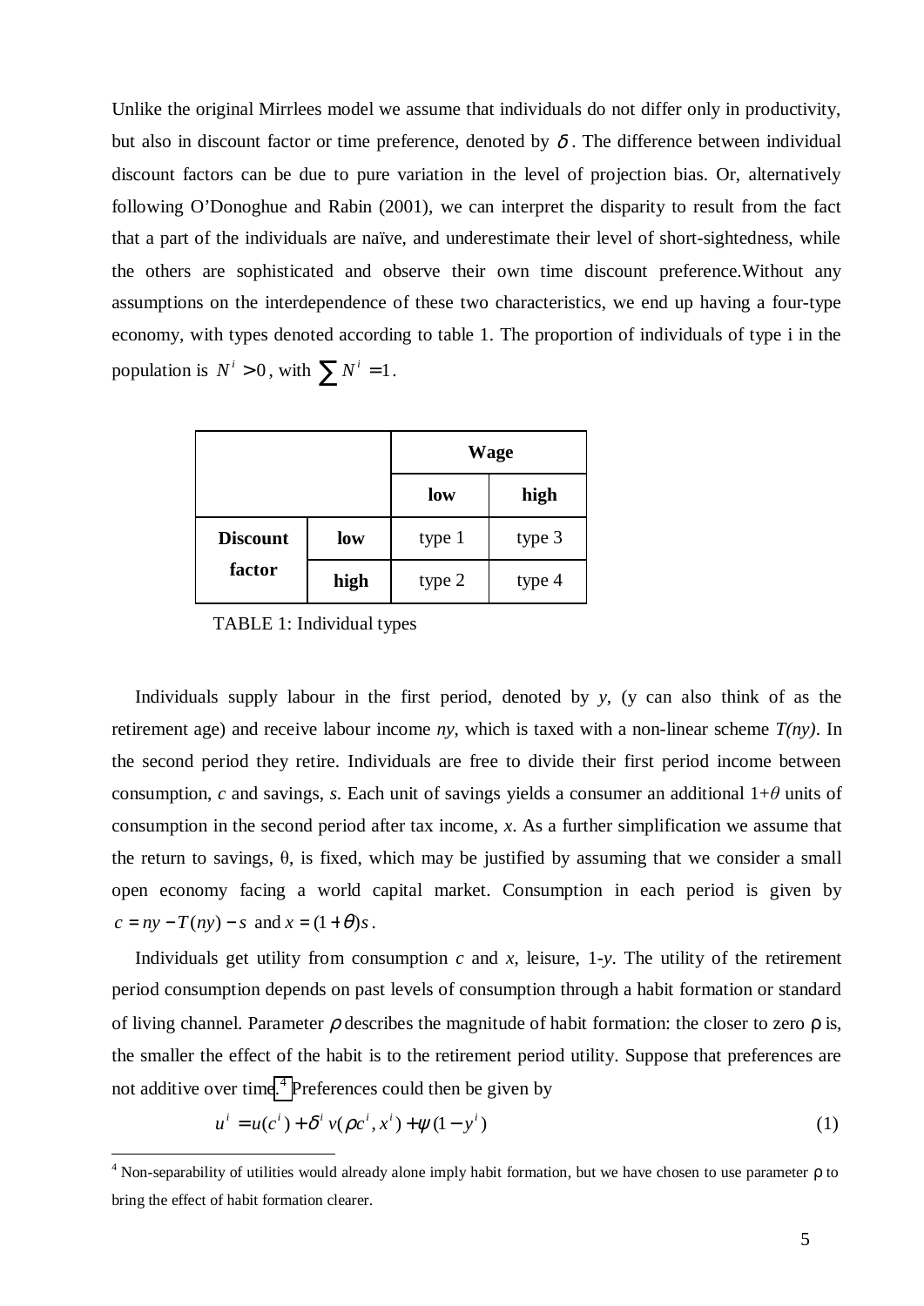Unlike the original Mirrlees model we assume that individuals do not differ only in productivity, but also in discount factor or time preference, denoted by $\delta$. The difference between individual discount factors can be due to pure variation in the level of projection bias. Or, alternatively following O'Donoghue and Rabin (2001), we can interpret the disparity to result from the fact that a part of the individuals are naïve, and underestimate their level of short-sightedness, while the others are sophisticated and observe their own time discount preference.Without any assumptions on the interdependence of these two characteristics, we end up having a four-type economy, with types denoted according to table 1. The proportion of individuals of type i in the population is $N^i > 0$, with $\sum N^i = 1$.

| | | **Wage** | |
|---|---|---|---|
| | | **low** | **high** |
| **Discount factor** | **low** | type 1 | type 3 |
| | **high** | type 2 | type 4 |

TABLE 1: Individual types

Individuals supply labour in the first period, denoted by *y*, (y can also think of as the retirement age) and receive labour income *ny*, which is taxed with a non-linear scheme *T(ny)*. In the second period they retire. Individuals are free to divide their first period income between consumption, *c* and savings, *s*. Each unit of savings yields a consumer an additional $1+\theta$ units of consumption in the second period after tax income, *x*. As a further simplification we assume that the return to savings, $\theta$, is fixed, which may be justified by assuming that we consider a small open economy facing a world capital market. Consumption in each period is given by $c = ny - T(ny) - s$ and $x = (1+\theta)s$.

Individuals get utility from consumption *c* and *x*, leisure, 1-*y*. The utility of the retirement period consumption depends on past levels of consumption through a habit formation or standard of living channel. Parameter $\rho$ describes the magnitude of habit formation: the closer to zero $\rho$ is, the smaller the effect of the habit is to the retirement period utility. Suppose that preferences are not additive over time.[4] Preferences could then be given by

$$u^i = u(c^i) + \delta^i v(\rho c^i, x^i) + \psi(1 - y^i) \tag{1}$$

[4] Non-separability of utilities would already alone imply habit formation, but we have chosen to use parameter $\rho$ to bring the effect of habit formation clearer.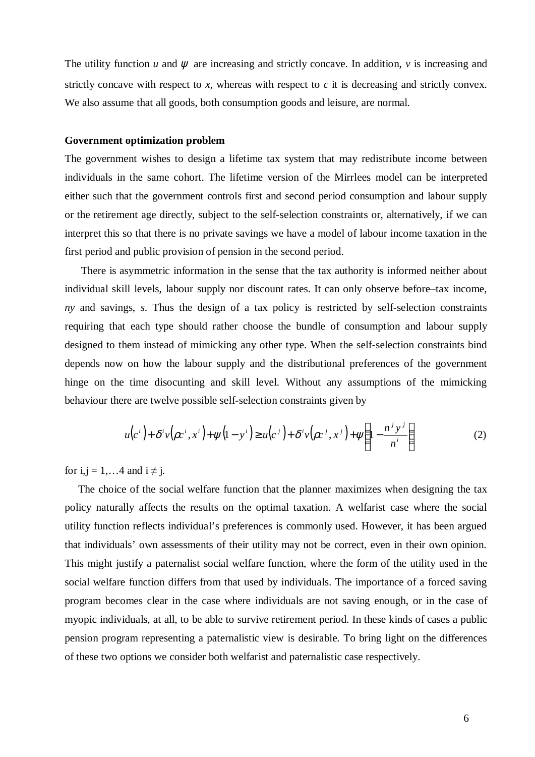The utility function $u$ and $\psi$ are increasing and strictly concave. In addition, $v$ is increasing and strictly concave with respect to $x$, whereas with respect to $c$ it is decreasing and strictly convex. We also assume that all goods, both consumption goods and leisure, are normal.

**Government optimization problem**

The government wishes to design a lifetime tax system that may redistribute income between individuals in the same cohort. The lifetime version of the Mirrlees model can be interpreted either such that the government controls first and second period consumption and labour supply or the retirement age directly, subject to the self-selection constraints or, alternatively, if we can interpret this so that there is no private savings we have a model of labour income taxation in the first period and public provision of pension in the second period.

There is asymmetric information in the sense that the tax authority is informed neither about individual skill levels, labour supply nor discount rates. It can only observe before–tax income, $ny$ and savings, $s$. Thus the design of a tax policy is restricted by self-selection constraints requiring that each type should rather choose the bundle of consumption and labour supply designed to them instead of mimicking any other type. When the self-selection constraints bind depends now on how the labour supply and the distributional preferences of the government hinge on the time disocunting and skill level. Without any assumptions of the mimicking behaviour there are twelve possible self-selection constraints given by

$$u\left(c^{i}\right)+\delta^{i}v\left(\rho c^{i},x^{i}\right)+\psi\left(1-y^{i}\right)\geq u\left(c^{j}\right)+\delta^{i}v\left(\rho c^{j},x^{j}\right)+\psi\left(1-\frac{n^{j}y^{j}}{n^{i}}\right) \tag{2}$$

for i,j = 1,…4 and i $\neq$ j.

The choice of the social welfare function that the planner maximizes when designing the tax policy naturally affects the results on the optimal taxation. A welfarist case where the social utility function reflects individual's preferences is commonly used. However, it has been argued that individuals' own assessments of their utility may not be correct, even in their own opinion. This might justify a paternalist social welfare function, where the form of the utility used in the social welfare function differs from that used by individuals. The importance of a forced saving program becomes clear in the case where individuals are not saving enough, or in the case of myopic individuals, at all, to be able to survive retirement period. In these kinds of cases a public pension program representing a paternalistic view is desirable. To bring light on the differences of these two options we consider both welfarist and paternalistic case respectively.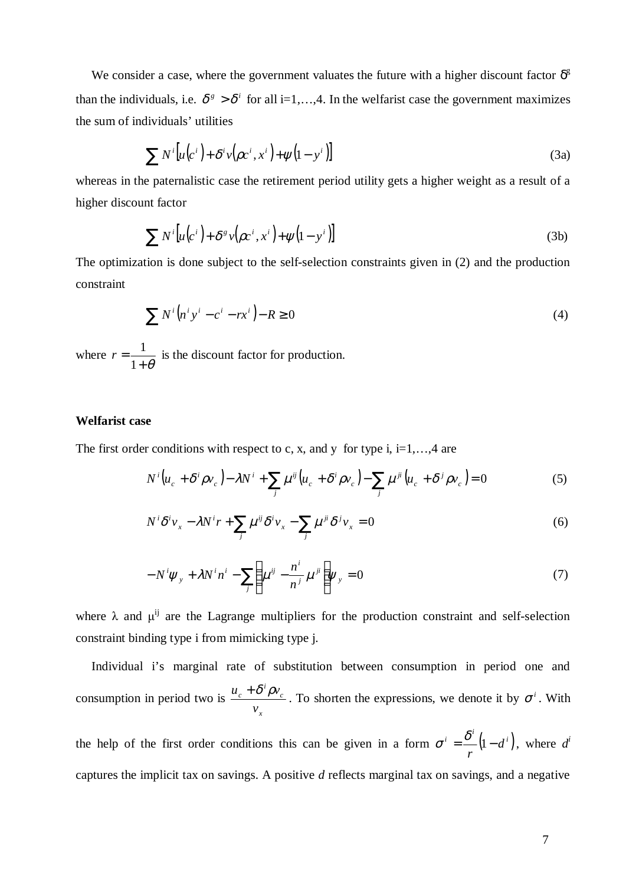We consider a case, where the government valuates the future with a higher discount factor $\delta^g$ than the individuals, i.e. $\delta^g > \delta^i$ for all i=1,…,4. In the welfarist case the government maximizes the sum of individuals' utilities

$$\sum N^i\left[u\left(c^i\right)+\delta^i v\left(\rho c^i, x^i\right)+\psi\left(1-y^i\right)\right] \tag{3a}$$

whereas in the paternalistic case the retirement period utility gets a higher weight as a result of a higher discount factor

$$\sum N^i\left[u\left(c^i\right)+\delta^g v\left(\rho c^i, x^i\right)+\psi\left(1-y^i\right)\right] \tag{3b}$$

The optimization is done subject to the self-selection constraints given in (2) and the production constraint

$$\sum N^i\left(n^i y^i - c^i - r x^i\right) - R \geq 0 \tag{4}$$

where $r = \dfrac{1}{1+\theta}$ is the discount factor for production.

### Welfarist case

The first order conditions with respect to c, x, and y for type i, i=1,…,4 are

$$N^i\left(u_c + \delta^i \rho v_c\right) - \lambda N^i + \sum_j \mu^{ij}\left(u_c + \delta^i \rho v_c\right) - \sum_j \mu^{ji}\left(u_c + \delta^j \rho v_c\right) = 0 \tag{5}$$

$$N^i \delta^i v_x - \lambda N^i r + \sum_j \mu^{ij} \delta^i v_x - \sum_j \mu^{ji} \delta^j v_x = 0 \tag{6}$$

$$-N^i \psi_y + \lambda N^i n^i - \sum_j \left(\mu^{ij} - \frac{n^i}{n^j}\mu^{ji}\right)\psi_y = 0 \tag{7}$$

where $\lambda$ and $\mu^{ij}$ are the Lagrange multipliers for the production constraint and self-selection constraint binding type i from mimicking type j.

Individual i's marginal rate of substitution between consumption in period one and consumption in period two is $\dfrac{u_c + \delta^i \rho v_c}{v_x}$. To shorten the expressions, we denote it by $\sigma^i$. With the help of the first order conditions this can be given in a form $\sigma^i = \dfrac{\delta^i}{r}\left(1 - d^i\right)$, where $d^i$ captures the implicit tax on savings. A positive *d* reflects marginal tax on savings, and a negative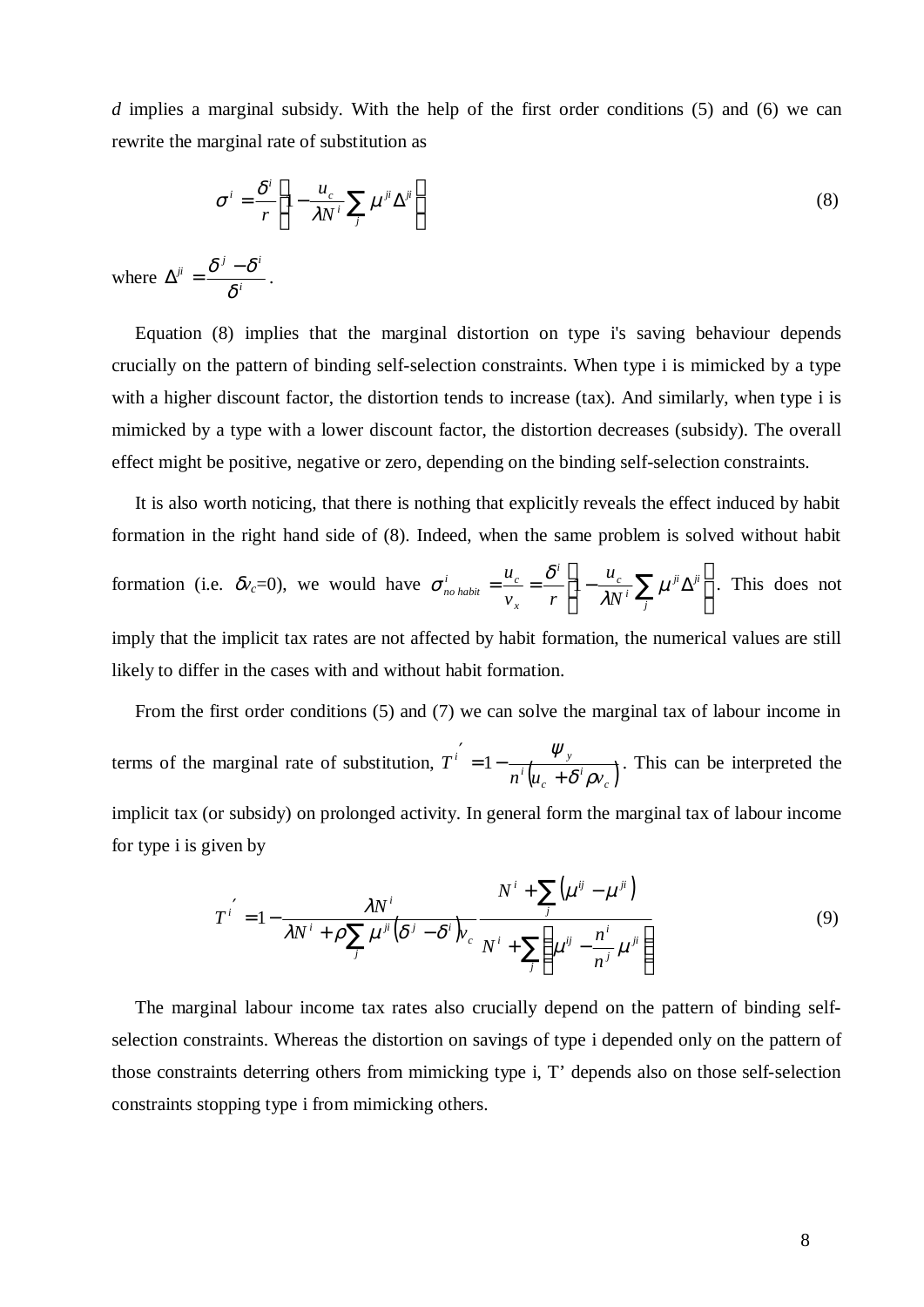*d* implies a marginal subsidy. With the help of the first order conditions (5) and (6) we can rewrite the marginal rate of substitution as

$$\sigma^i = \frac{\delta^i}{r}\left(1 - \frac{u_c}{\lambda N^i}\sum_j \mu^{ji}\Delta^{ji}\right) \tag{8}$$

where $\Delta^{ji} = \dfrac{\delta^j - \delta^i}{\delta^i}$.

Equation (8) implies that the marginal distortion on type i's saving behaviour depends crucially on the pattern of binding self-selection constraints. When type i is mimicked by a type with a higher discount factor, the distortion tends to increase (tax). And similarly, when type i is mimicked by a type with a lower discount factor, the distortion decreases (subsidy). The overall effect might be positive, negative or zero, depending on the binding self-selection constraints.

It is also worth noticing, that there is nothing that explicitly reveals the effect induced by habit formation in the right hand side of (8). Indeed, when the same problem is solved without habit formation (i.e. $\delta v_c$=0), we would have $\sigma^i_{no\ habit} = \dfrac{u_c}{v_x} = \dfrac{\delta^i}{r}\left(1 - \dfrac{u_c}{\lambda N^i}\sum_j \mu^{ji}\Delta^{ji}\right)$. This does not imply that the implicit tax rates are not affected by habit formation, the numerical values are still likely to differ in the cases with and without habit formation.

From the first order conditions (5) and (7) we can solve the marginal tax of labour income in terms of the marginal rate of substitution, $T^{i'} = 1 - \dfrac{\psi_y}{n^i\left(u_c + \delta^i \rho v_c\right)}$. This can be interpreted the implicit tax (or subsidy) on prolonged activity. In general form the marginal tax of labour income for type i is given by

$$T^{i'} = 1 - \frac{\lambda N^i}{\lambda N^i + \rho\sum_j \mu^{ji}\left(\delta^j - \delta^i\right)v_c}\,\frac{N^i + \sum_j\left(\mu^{ij} - \mu^{ji}\right)}{N^i + \sum_j\left(\mu^{ij} - \dfrac{n^i}{n^j}\mu^{ji}\right)} \tag{9}$$

The marginal labour income tax rates also crucially depend on the pattern of binding self-selection constraints. Whereas the distortion on savings of type i depended only on the pattern of those constraints deterring others from mimicking type i, T' depends also on those self-selection constraints stopping type i from mimicking others.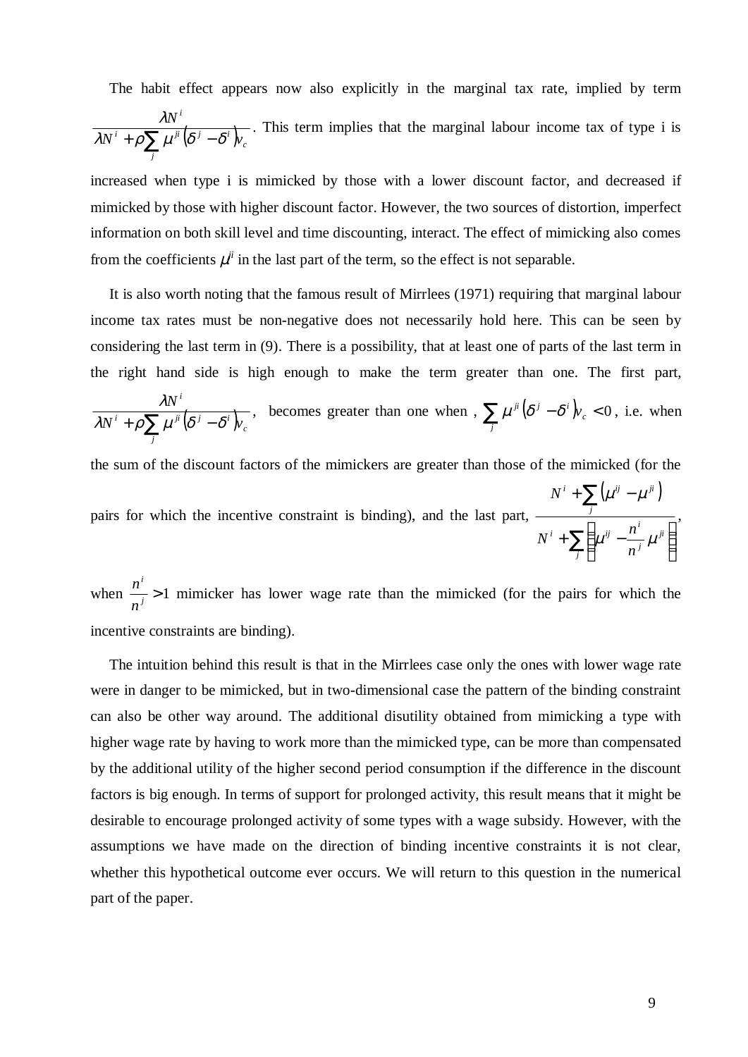The habit effect appears now also explicitly in the marginal tax rate, implied by term $\frac{\lambda N^i}{\lambda N^i + \rho \sum_j \mu^{ji} \left(\delta^j - \delta^i\right) v_c}$. This term implies that the marginal labour income tax of type i is increased when type i is mimicked by those with a lower discount factor, and decreased if mimicked by those with higher discount factor. However, the two sources of distortion, imperfect information on both skill level and time discounting, interact. The effect of mimicking also comes from the coefficients $\mu^{ji}$ in the last part of the term, so the effect is not separable.

It is also worth noting that the famous result of Mirrlees (1971) requiring that marginal labour income tax rates must be non-negative does not necessarily hold here. This can be seen by considering the last term in (9). There is a possibility, that at least one of parts of the last term in the right hand side is high enough to make the term greater than one. The first part, $\frac{\lambda N^i}{\lambda N^i + \rho \sum_j \mu^{ji} \left(\delta^j - \delta^i\right) v_c}$, becomes greater than one when , $\sum_j \mu^{ji} \left(\delta^j - \delta^i\right) v_c < 0$, i.e. when the sum of the discount factors of the mimickers are greater than those of the mimicked (for the pairs for which the incentive constraint is binding), and the last part, $\frac{N^i + \sum_j \left(\mu^{ij} - \mu^{ji}\right)}{N^i + \sum_j \left(\mu^{ij} - \frac{n^i}{n^j} \mu^{ji}\right)}$, when $\frac{n^i}{n^j} > 1$ mimicker has lower wage rate than the mimicked (for the pairs for which the incentive constraints are binding).

The intuition behind this result is that in the Mirrlees case only the ones with lower wage rate were in danger to be mimicked, but in two-dimensional case the pattern of the binding constraint can also be other way around. The additional disutility obtained from mimicking a type with higher wage rate by having to work more than the mimicked type, can be more than compensated by the additional utility of the higher second period consumption if the difference in the discount factors is big enough. In terms of support for prolonged activity, this result means that it might be desirable to encourage prolonged activity of some types with a wage subsidy. However, with the assumptions we have made on the direction of binding incentive constraints it is not clear, whether this hypothetical outcome ever occurs. We will return to this question in the numerical part of the paper.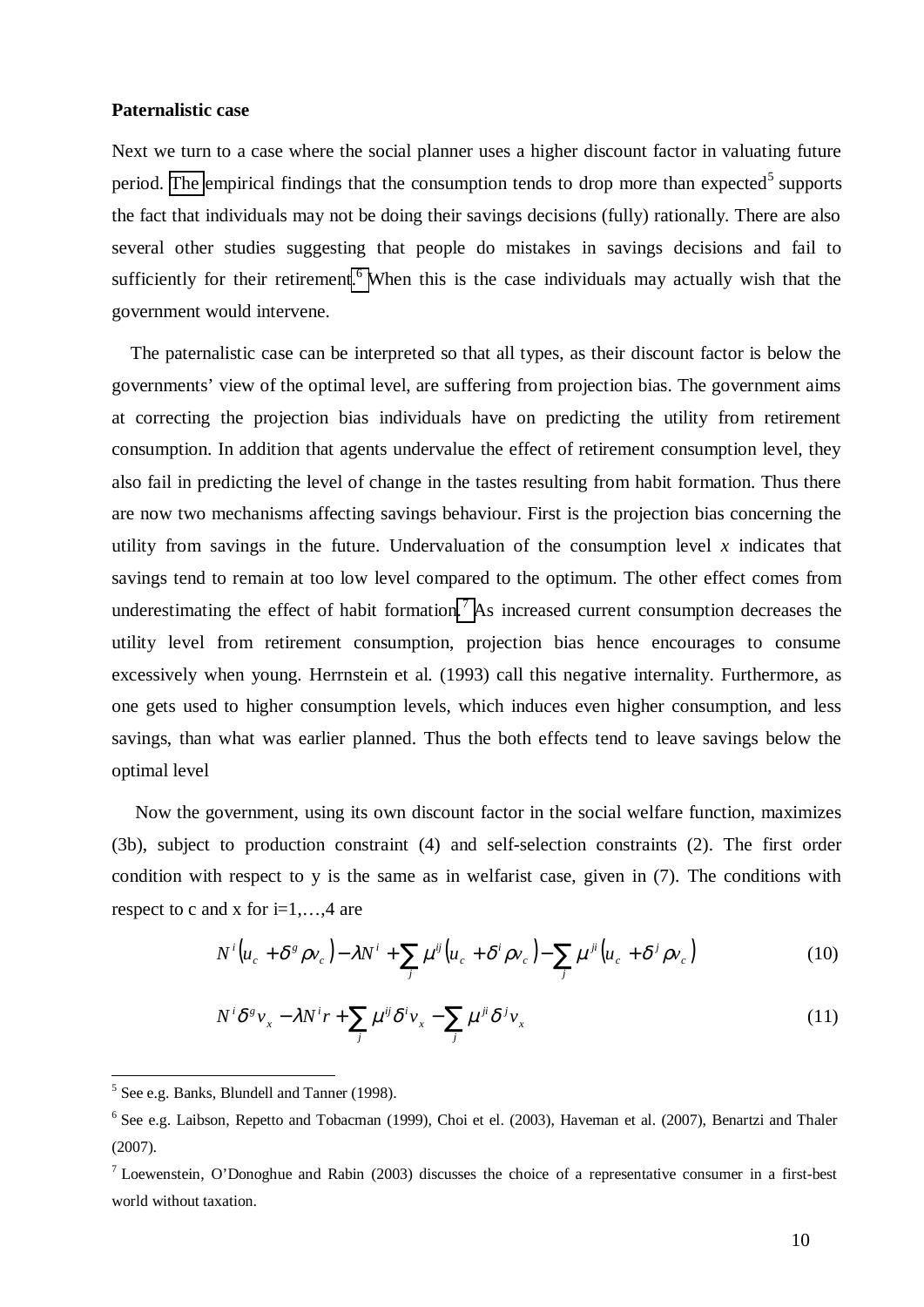**Paternalistic case**

Next we turn to a case where the social planner uses a higher discount factor in valuating future period. The empirical findings that the consumption tends to drop more than expected[5] supports the fact that individuals may not be doing their savings decisions (fully) rationally. There are also several other studies suggesting that people do mistakes in savings decisions and fail to sufficiently for their retirement.[6] When this is the case individuals may actually wish that the government would intervene.

The paternalistic case can be interpreted so that all types, as their discount factor is below the governments' view of the optimal level, are suffering from projection bias. The government aims at correcting the projection bias individuals have on predicting the utility from retirement consumption. In addition that agents undervalue the effect of retirement consumption level, they also fail in predicting the level of change in the tastes resulting from habit formation. Thus there are now two mechanisms affecting savings behaviour. First is the projection bias concerning the utility from savings in the future. Undervaluation of the consumption level $x$ indicates that savings tend to remain at too low level compared to the optimum. The other effect comes from underestimating the effect of habit formation.[7] As increased current consumption decreases the utility level from retirement consumption, projection bias hence encourages to consume excessively when young. Herrnstein et al. (1993) call this negative internality. Furthermore, as one gets used to higher consumption levels, which induces even higher consumption, and less savings, than what was earlier planned. Thus the both effects tend to leave savings below the optimal level

Now the government, using its own discount factor in the social welfare function, maximizes (3b), subject to production constraint (4) and self-selection constraints (2). The first order condition with respect to y is the same as in welfarist case, given in (7). The conditions with respect to c and x for i=1,…,4 are

$$N^i\left(u_c + \delta^g \rho v_c\right) - \lambda N^i + \sum_j \mu^{ij}\left(u_c + \delta^i \rho v_c\right) - \sum_j \mu^{ji}\left(u_c + \delta^j \rho v_c\right) \tag{10}$$

$$N^i \delta^g v_x - \lambda N^i r + \sum_j \mu^{ij} \delta^i v_x - \sum_j \mu^{ji} \delta^j v_x \tag{11}$$

---

[5] See e.g. Banks, Blundell and Tanner (1998).

[6] See e.g. Laibson, Repetto and Tobacman (1999), Choi et el. (2003), Haveman et al. (2007), Benartzi and Thaler (2007).

[7] Loewenstein, O'Donoghue and Rabin (2003) discusses the choice of a representative consumer in a first-best world without taxation.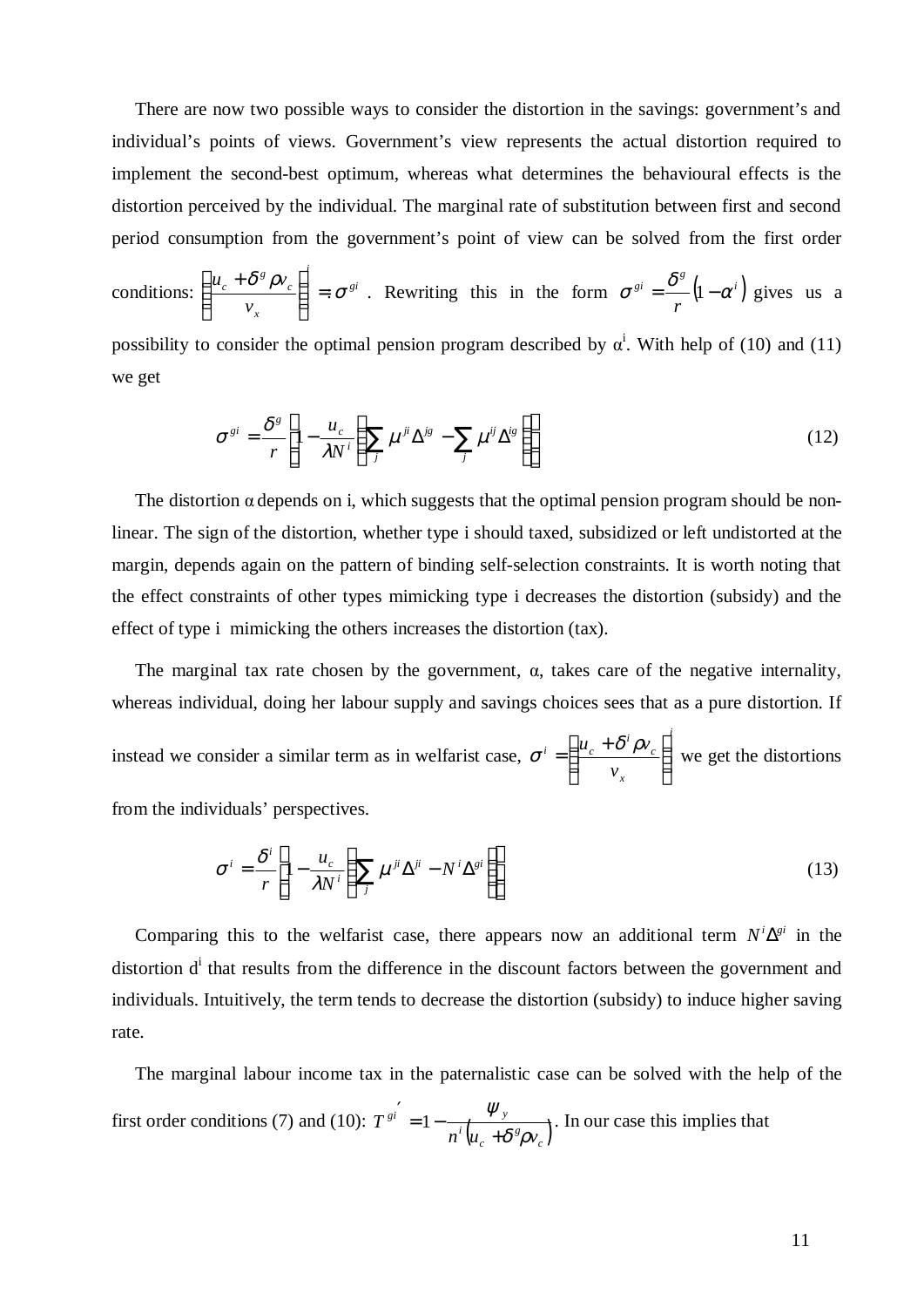There are now two possible ways to consider the distortion in the savings: government's and individual's points of views. Government's view represents the actual distortion required to implement the second-best optimum, whereas what determines the behavioural effects is the distortion perceived by the individual. The marginal rate of substitution between first and second period consumption from the government's point of view can be solved from the first order conditions: $\left(\frac{u_c + \delta^g \rho v_c}{v_x}\right)^i =: \sigma^{gi}$. Rewriting this in the form $\sigma^{gi} = \frac{\delta^g}{r}\left(1 - \alpha^i\right)$ gives us a possibility to consider the optimal pension program described by $\alpha^i$. With help of (10) and (11) we get

$$\sigma^{gi} = \frac{\delta^g}{r}\left(1 - \frac{u_c}{\lambda N^i}\left(\sum_j \mu^{ji}\Delta^{jg} - \sum_j \mu^{ij}\Delta^{ig}\right)\right) \tag{12}$$

The distortion $\alpha$ depends on i, which suggests that the optimal pension program should be non-linear. The sign of the distortion, whether type i should taxed, subsidized or left undistorted at the margin, depends again on the pattern of binding self-selection constraints. It is worth noting that the effect constraints of other types mimicking type i decreases the distortion (subsidy) and the effect of type i mimicking the others increases the distortion (tax).

The marginal tax rate chosen by the government, $\alpha$, takes care of the negative internality, whereas individual, doing her labour supply and savings choices sees that as a pure distortion. If instead we consider a similar term as in welfarist case, $\sigma^i = \left(\frac{u_c + \delta^i \rho v_c}{v_x}\right)^i$ we get the distortions from the individuals' perspectives.

$$\sigma^i = \frac{\delta^i}{r}\left(1 - \frac{u_c}{\lambda N^i}\left(\sum_j \mu^{ji}\Delta^{ji} - N^i\Delta^{gi}\right)\right) \tag{13}$$

Comparing this to the welfarist case, there appears now an additional term $N^i\Delta^{gi}$ in the distortion $d^i$ that results from the difference in the discount factors between the government and individuals. Intuitively, the term tends to decrease the distortion (subsidy) to induce higher saving rate.

The marginal labour income tax in the paternalistic case can be solved with the help of the first order conditions (7) and (10): $T^{gi\prime} = 1 - \frac{\psi_y}{n^i\left(u_c + \delta^g \rho v_c\right)}$. In our case this implies that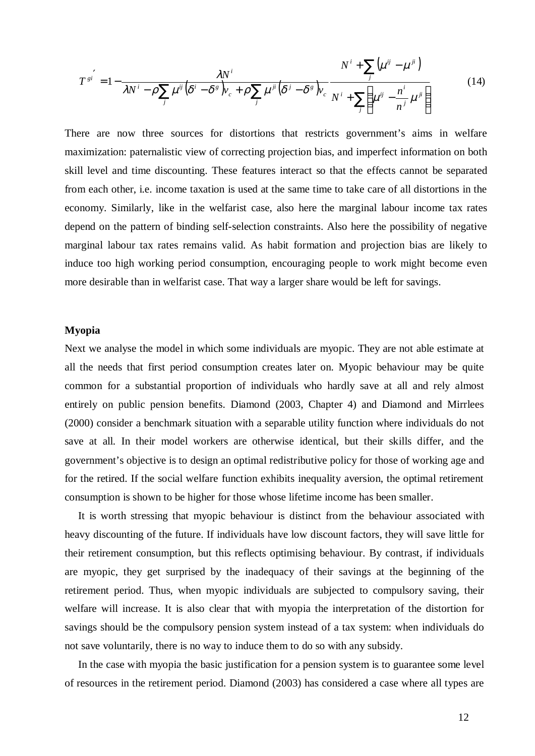$$T^{gi\,'} = 1 - \frac{\lambda N^i}{\lambda N^i - \rho \sum_j \mu^{ij}\left(\delta^i - \delta^g\right)v_c + \rho \sum_j \mu^{ji}\left(\delta^j - \delta^g\right)v_c} \frac{N^i + \sum_j \left(\mu^{ij} - \mu^{ji}\right)}{N^i + \sum_j \left(\mu^{ij} - \frac{n^i}{n^j}\mu^{ji}\right)} \tag{14}$$

There are now three sources for distortions that restricts government's aims in welfare maximization: paternalistic view of correcting projection bias, and imperfect information on both skill level and time discounting. These features interact so that the effects cannot be separated from each other, i.e. income taxation is used at the same time to take care of all distortions in the economy. Similarly, like in the welfarist case, also here the marginal labour income tax rates depend on the pattern of binding self-selection constraints. Also here the possibility of negative marginal labour tax rates remains valid. As habit formation and projection bias are likely to induce too high working period consumption, encouraging people to work might become even more desirable than in welfarist case. That way a larger share would be left for savings.

**Myopia**

Next we analyse the model in which some individuals are myopic. They are not able estimate at all the needs that first period consumption creates later on. Myopic behaviour may be quite common for a substantial proportion of individuals who hardly save at all and rely almost entirely on public pension benefits. Diamond (2003, Chapter 4) and Diamond and Mirrlees (2000) consider a benchmark situation with a separable utility function where individuals do not save at all. In their model workers are otherwise identical, but their skills differ, and the government's objective is to design an optimal redistributive policy for those of working age and for the retired. If the social welfare function exhibits inequality aversion, the optimal retirement consumption is shown to be higher for those whose lifetime income has been smaller.

It is worth stressing that myopic behaviour is distinct from the behaviour associated with heavy discounting of the future. If individuals have low discount factors, they will save little for their retirement consumption, but this reflects optimising behaviour. By contrast, if individuals are myopic, they get surprised by the inadequacy of their savings at the beginning of the retirement period. Thus, when myopic individuals are subjected to compulsory saving, their welfare will increase. It is also clear that with myopia the interpretation of the distortion for savings should be the compulsory pension system instead of a tax system: when individuals do not save voluntarily, there is no way to induce them to do so with any subsidy.

In the case with myopia the basic justification for a pension system is to guarantee some level of resources in the retirement period. Diamond (2003) has considered a case where all types are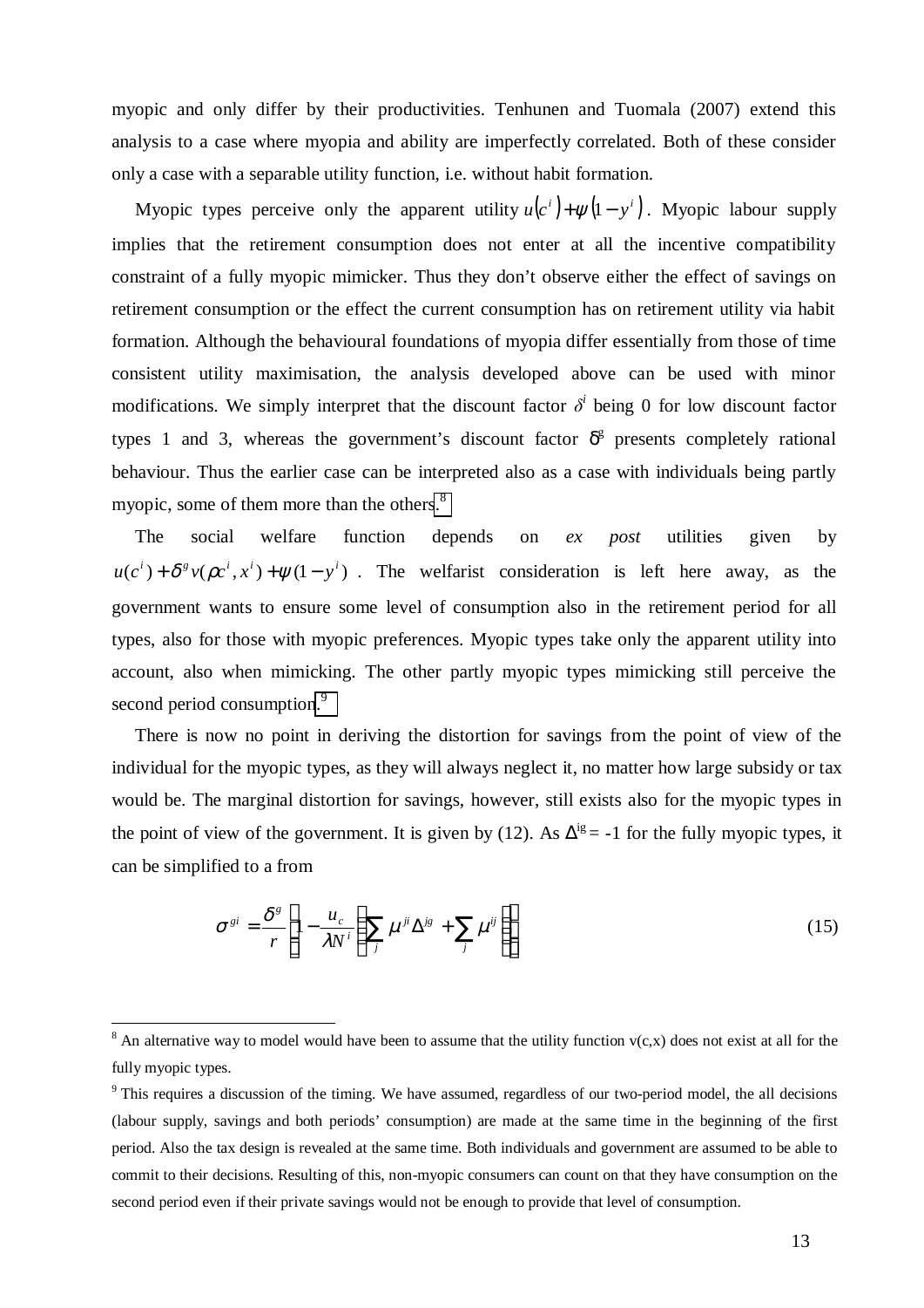myopic and only differ by their productivities. Tenhunen and Tuomala (2007) extend this analysis to a case where myopia and ability are imperfectly correlated. Both of these consider only a case with a separable utility function, i.e. without habit formation.

Myopic types perceive only the apparent utility $u(c^i)+\psi(1-y^i)$. Myopic labour supply implies that the retirement consumption does not enter at all the incentive compatibility constraint of a fully myopic mimicker. Thus they don't observe either the effect of savings on retirement consumption or the effect the current consumption has on retirement utility via habit formation. Although the behavioural foundations of myopia differ essentially from those of time consistent utility maximisation, the analysis developed above can be used with minor modifications. We simply interpret that the discount factor $\delta^i$ being 0 for low discount factor types 1 and 3, whereas the government's discount factor $\delta^g$ presents completely rational behaviour. Thus the earlier case can be interpreted also as a case with individuals being partly myopic, some of them more than the others.[8]

The social welfare function depends on *ex post* utilities given by $u(c^i)+\delta^g v(\rho c^i, x^i)+\psi(1-y^i)$. The welfarist consideration is left here away, as the government wants to ensure some level of consumption also in the retirement period for all types, also for those with myopic preferences. Myopic types take only the apparent utility into account, also when mimicking. The other partly myopic types mimicking still perceive the second period consumption.[9]

There is now no point in deriving the distortion for savings from the point of view of the individual for the myopic types, as they will always neglect it, no matter how large subsidy or tax would be. The marginal distortion for savings, however, still exists also for the myopic types in the point of view of the government. It is given by (12). As $\Delta^{ig} = -1$ for the fully myopic types, it can be simplified to a from

$$\sigma^{gi} = \frac{\delta^g}{r}\left(1-\frac{u_c}{\lambda N^i}\left(\sum_j \mu^{ji}\Delta^{jg} + \sum_j \mu^{ij}\right)\right) \tag{15}$$

[8] An alternative way to model would have been to assume that the utility function v(c,x) does not exist at all for the fully myopic types.

[9] This requires a discussion of the timing. We have assumed, regardless of our two-period model, the all decisions (labour supply, savings and both periods' consumption) are made at the same time in the beginning of the first period. Also the tax design is revealed at the same time. Both individuals and government are assumed to be able to commit to their decisions. Resulting of this, non-myopic consumers can count on that they have consumption on the second period even if their private savings would not be enough to provide that level of consumption.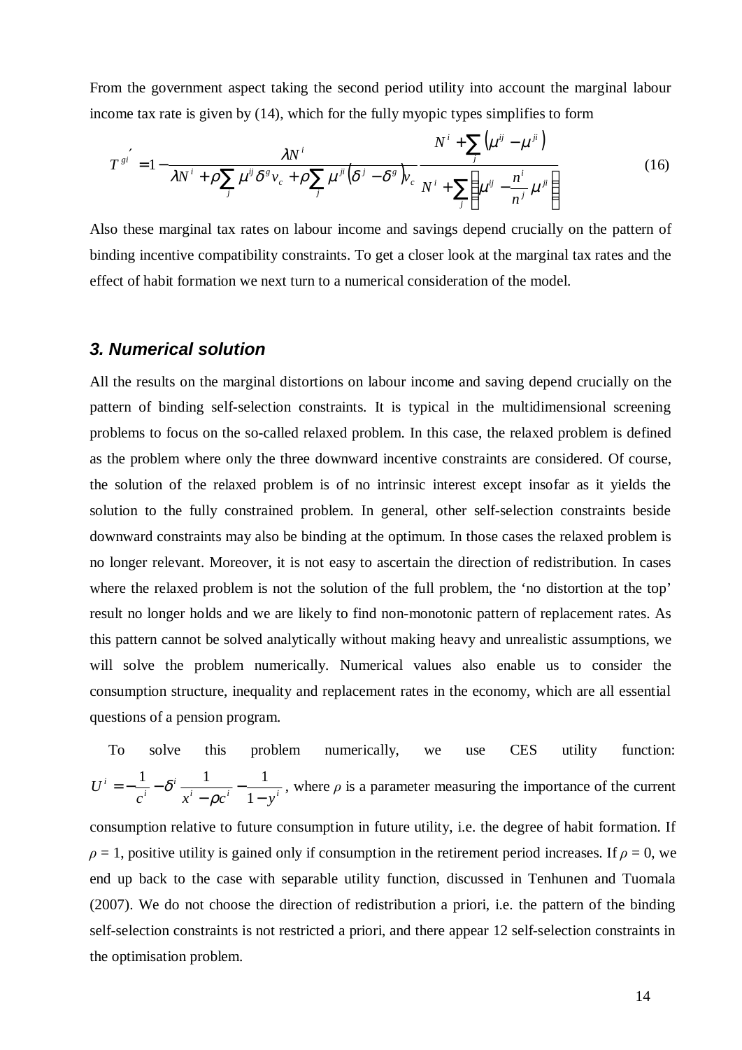From the government aspect taking the second period utility into account the marginal labour income tax rate is given by (14), which for the fully myopic types simplifies to form

$$T^{gi'} = 1 - \frac{\lambda N^i}{\lambda N^i + \rho \sum_j \mu^{ij} \delta^g v_c + \rho \sum_j \mu^{ji} \left(\delta^j - \delta^g\right) v_c} \frac{N^i + \sum_j \left(\mu^{ij} - \mu^{ji}\right)}{N^i + \sum_j \left(\mu^{ij} - \frac{n^i}{n^j} \mu^{ji}\right)} \tag{16}$$

Also these marginal tax rates on labour income and savings depend crucially on the pattern of binding incentive compatibility constraints. To get a closer look at the marginal tax rates and the effect of habit formation we next turn to a numerical consideration of the model.

### 3. Numerical solution

All the results on the marginal distortions on labour income and saving depend crucially on the pattern of binding self-selection constraints. It is typical in the multidimensional screening problems to focus on the so-called relaxed problem. In this case, the relaxed problem is defined as the problem where only the three downward incentive constraints are considered. Of course, the solution of the relaxed problem is of no intrinsic interest except insofar as it yields the solution to the fully constrained problem. In general, other self-selection constraints beside downward constraints may also be binding at the optimum. In those cases the relaxed problem is no longer relevant. Moreover, it is not easy to ascertain the direction of redistribution. In cases where the relaxed problem is not the solution of the full problem, the 'no distortion at the top' result no longer holds and we are likely to find non-monotonic pattern of replacement rates. As this pattern cannot be solved analytically without making heavy and unrealistic assumptions, we will solve the problem numerically. Numerical values also enable us to consider the consumption structure, inequality and replacement rates in the economy, which are all essential questions of a pension program.

To solve this problem numerically, we use CES utility function: $U^i = -\frac{1}{c^i} - \delta^i \frac{1}{x^i - \rho c^i} - \frac{1}{1 - y^i}$, where $\rho$ is a parameter measuring the importance of the current consumption relative to future consumption in future utility, i.e. the degree of habit formation. If $\rho = 1$, positive utility is gained only if consumption in the retirement period increases. If $\rho = 0$, we end up back to the case with separable utility function, discussed in Tenhunen and Tuomala (2007). We do not choose the direction of redistribution a priori, i.e. the pattern of the binding self-selection constraints is not restricted a priori, and there appear 12 self-selection constraints in the optimisation problem.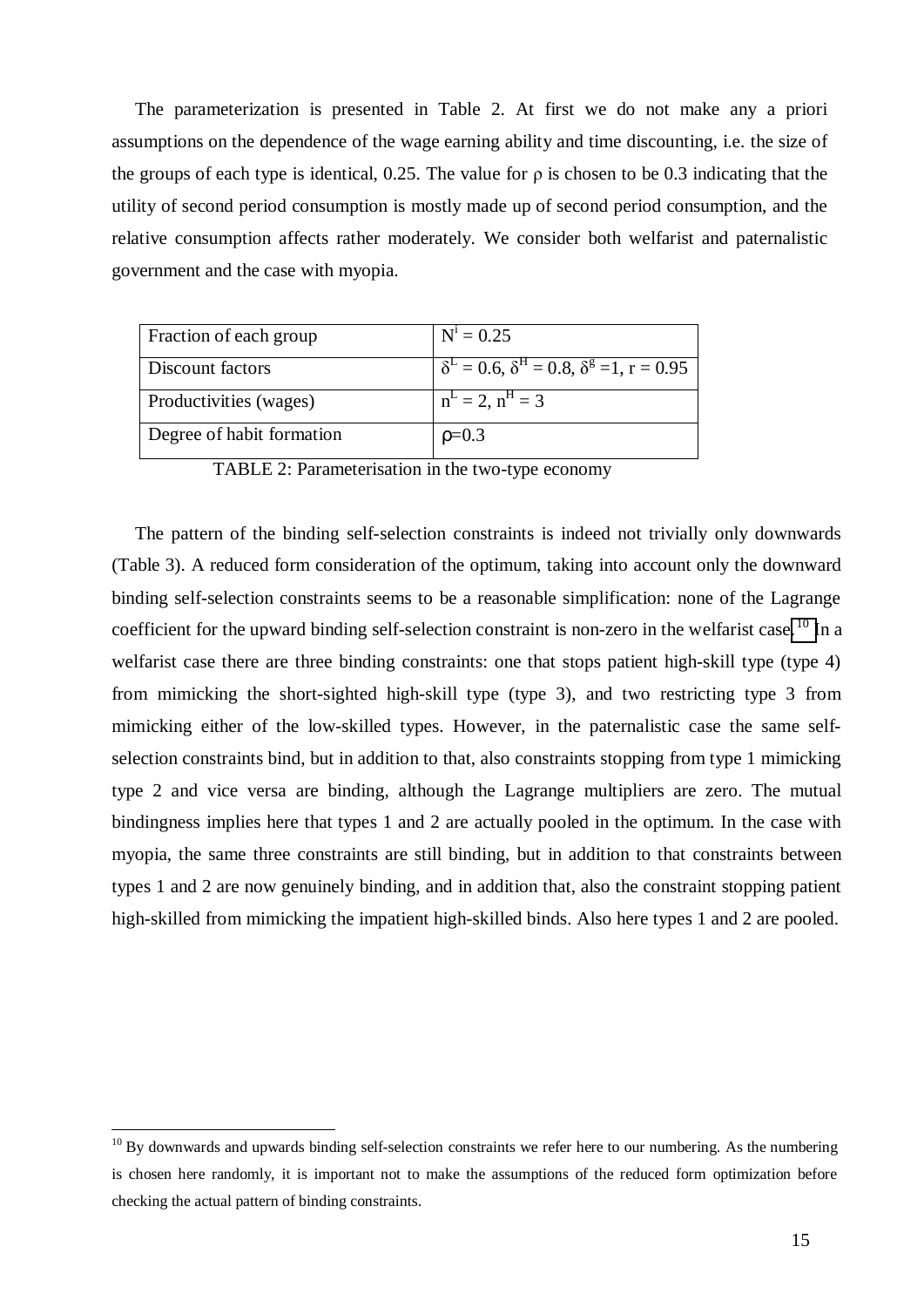The parameterization is presented in Table 2. At first we do not make any a priori assumptions on the dependence of the wage earning ability and time discounting, i.e. the size of the groups of each type is identical, 0.25. The value for ρ is chosen to be 0.3 indicating that the utility of second period consumption is mostly made up of second period consumption, and the relative consumption affects rather moderately. We consider both welfarist and paternalistic government and the case with myopia.

| Fraction of each group | $N^i = 0.25$ |
|---|---|
| Discount factors | $\delta^L = 0.6$, $\delta^H = 0.8$, $\delta^g = 1$, $r = 0.95$ |
| Productivities (wages) | $n^L = 2$, $n^H = 3$ |
| Degree of habit formation | $\rho=0.3$ |

TABLE 2: Parameterisation in the two-type economy

The pattern of the binding self-selection constraints is indeed not trivially only downwards (Table 3). A reduced form consideration of the optimum, taking into account only the downward binding self-selection constraints seems to be a reasonable simplification: none of the Lagrange coefficient for the upward binding self-selection constraint is non-zero in the welfarist case.[10] In a welfarist case there are three binding constraints: one that stops patient high-skill type (type 4) from mimicking the short-sighted high-skill type (type 3), and two restricting type 3 from mimicking either of the low-skilled types. However, in the paternalistic case the same self-selection constraints bind, but in addition to that, also constraints stopping from type 1 mimicking type 2 and vice versa are binding, although the Lagrange multipliers are zero. The mutual bindingness implies here that types 1 and 2 are actually pooled in the optimum. In the case with myopia, the same three constraints are still binding, but in addition to that constraints between types 1 and 2 are now genuinely binding, and in addition that, also the constraint stopping patient high-skilled from mimicking the impatient high-skilled binds. Also here types 1 and 2 are pooled.

[10] By downwards and upwards binding self-selection constraints we refer here to our numbering. As the numbering is chosen here randomly, it is important not to make the assumptions of the reduced form optimization before checking the actual pattern of binding constraints.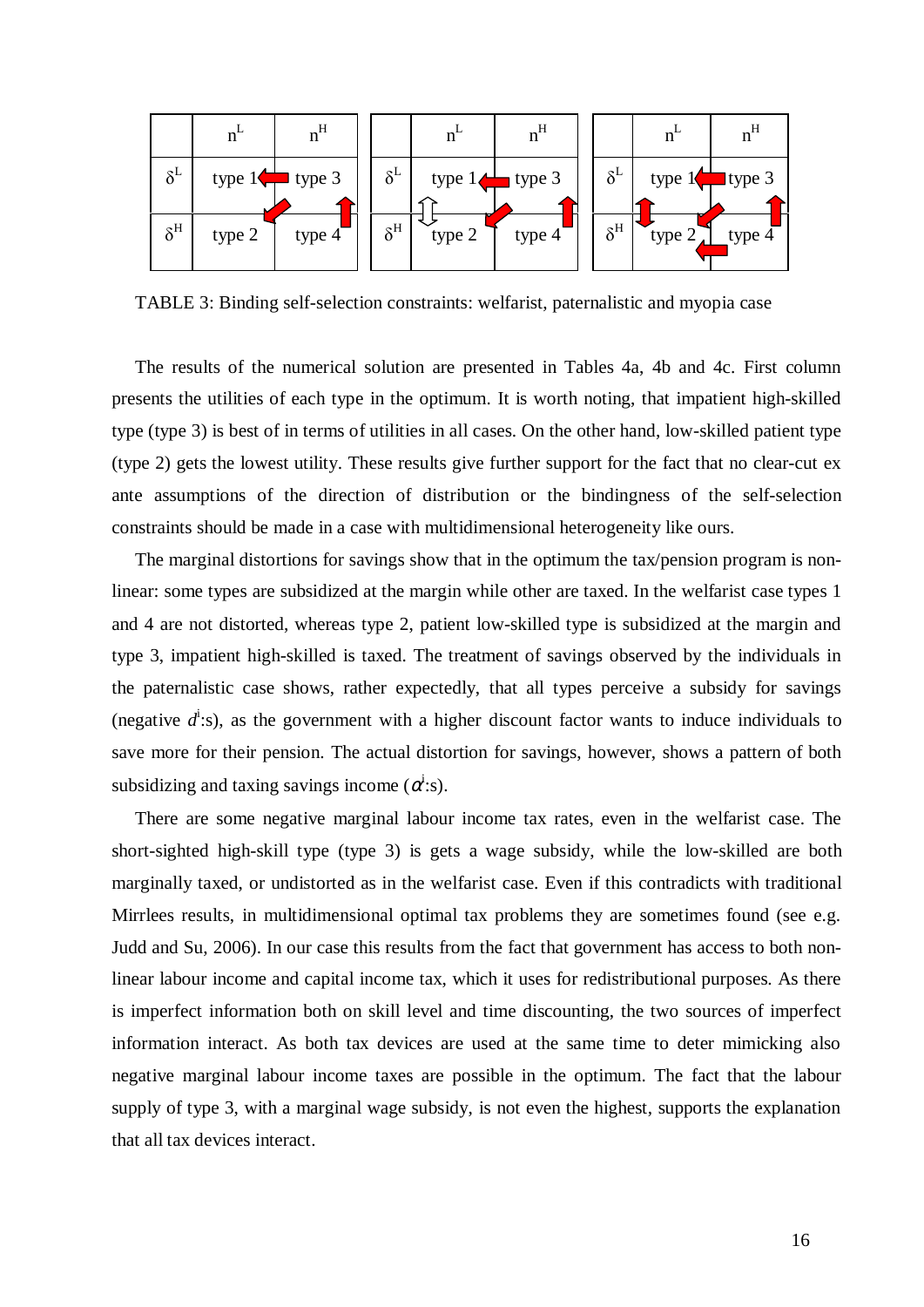|  | $n^L$ | $n^H$ |
|---|---|---|
| $\delta^L$ | type 1 | type 3 |
| $\delta^H$ | type 2 | type 4 |

|  | $n^L$ | $n^H$ |
|---|---|---|
| $\delta^L$ | type 1 | type 3 |
| $\delta^H$ | type 2 | type 4 |

|  | $n^L$ | $n^H$ |
|---|---|---|
| $\delta^L$ | type 1 | type 3 |
| $\delta^H$ | type 2 | type 4 |

TABLE 3: Binding self-selection constraints: welfarist, paternalistic and myopia case

The results of the numerical solution are presented in Tables 4a, 4b and 4c. First column presents the utilities of each type in the optimum. It is worth noting, that impatient high-skilled type (type 3) is best of in terms of utilities in all cases. On the other hand, low-skilled patient type (type 2) gets the lowest utility. These results give further support for the fact that no clear-cut ex ante assumptions of the direction of distribution or the bindingness of the self-selection constraints should be made in a case with multidimensional heterogeneity like ours.

The marginal distortions for savings show that in the optimum the tax/pension program is non-linear: some types are subsidized at the margin while other are taxed. In the welfarist case types 1 and 4 are not distorted, whereas type 2, patient low-skilled type is subsidized at the margin and type 3, impatient high-skilled is taxed. The treatment of savings observed by the individuals in the paternalistic case shows, rather expectedly, that all types perceive a subsidy for savings (negative $d^i$:s), as the government with a higher discount factor wants to induce individuals to save more for their pension. The actual distortion for savings, however, shows a pattern of both subsidizing and taxing savings income ($\alpha^i$:s).

There are some negative marginal labour income tax rates, even in the welfarist case. The short-sighted high-skill type (type 3) is gets a wage subsidy, while the low-skilled are both marginally taxed, or undistorted as in the welfarist case. Even if this contradicts with traditional Mirrlees results, in multidimensional optimal tax problems they are sometimes found (see e.g. Judd and Su, 2006). In our case this results from the fact that government has access to both non-linear labour income and capital income tax, which it uses for redistributional purposes. As there is imperfect information both on skill level and time discounting, the two sources of imperfect information interact. As both tax devices are used at the same time to deter mimicking also negative marginal labour income taxes are possible in the optimum. The fact that the labour supply of type 3, with a marginal wage subsidy, is not even the highest, supports the explanation that all tax devices interact.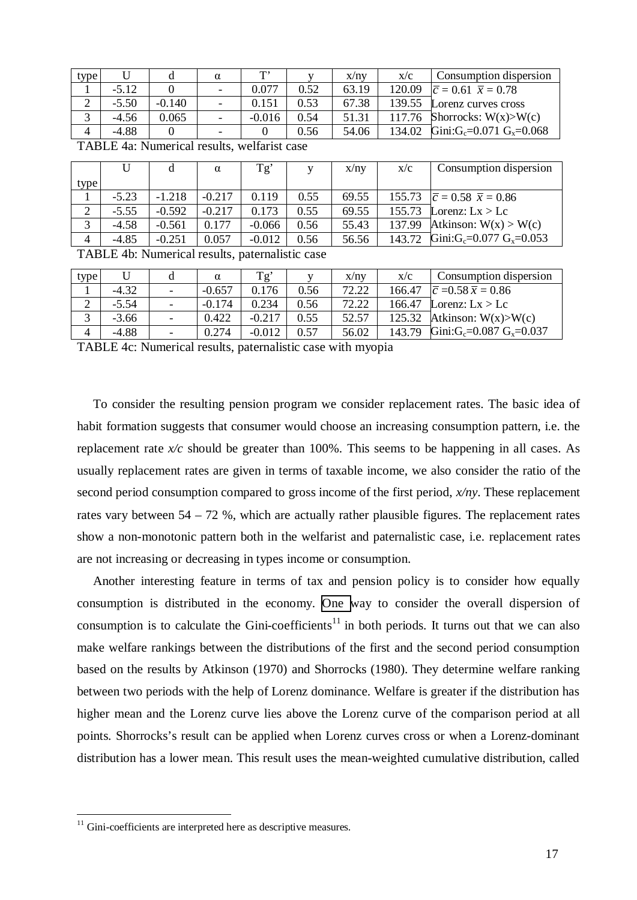| type | U | d | α | T' | y | x/ny | x/c | Consumption dispersion |
|---|---|---|---|---|---|---|---|---|
| 1 | -5.12 | 0 | - | 0.077 | 0.52 | 63.19 | 120.09 | $\bar{c}$ = 0.61 $\bar{x}$ = 0.78 |
| 2 | -5.50 | -0.140 | - | 0.151 | 0.53 | 67.38 | 139.55 | Lorenz curves cross |
| 3 | -4.56 | 0.065 | - | -0.016 | 0.54 | 51.31 | 117.76 | Shorrocks: W(x)>W(c) |
| 4 | -4.88 | 0 | - | 0 | 0.56 | 54.06 | 134.02 | Gini:$G_c$=0.071 $G_x$=0.068 |

TABLE 4a: Numerical results, welfarist case

| type | U | d | α | Tg' | y | x/ny | x/c | Consumption dispersion |
|---|---|---|---|---|---|---|---|---|
| 1 | -5.23 | -1.218 | -0.217 | 0.119 | 0.55 | 69.55 | 155.73 | $\bar{c}$ = 0.58 $\bar{x}$ = 0.86 |
| 2 | -5.55 | -0.592 | -0.217 | 0.173 | 0.55 | 69.55 | 155.73 | Lorenz: Lx > Lc |
| 3 | -4.58 | -0.561 | 0.177 | -0.066 | 0.56 | 55.43 | 137.99 | Atkinson: W(x) > W(c) |
| 4 | -4.85 | -0.251 | 0.057 | -0.012 | 0.56 | 56.56 | 143.72 | Gini:$G_c$=0.077 $G_x$=0.053 |

TABLE 4b: Numerical results, paternalistic case

| type | U | d | α | Tg' | y | x/ny | x/c | Consumption dispersion |
|---|---|---|---|---|---|---|---|---|
| 1 | -4.32 | - | -0.657 | 0.176 | 0.56 | 72.22 | 166.47 | $\bar{c}$ =0.58 $\bar{x}$ = 0.86 |
| 2 | -5.54 | - | -0.174 | 0.234 | 0.56 | 72.22 | 166.47 | Lorenz: Lx > Lc |
| 3 | -3.66 | - | 0.422 | -0.217 | 0.55 | 52.57 | 125.32 | Atkinson: W(x)>W(c) |
| 4 | -4.88 | - | 0.274 | -0.012 | 0.57 | 56.02 | 143.79 | Gini:$G_c$=0.087 $G_x$=0.037 |

TABLE 4c: Numerical results, paternalistic case with myopia

To consider the resulting pension program we consider replacement rates. The basic idea of habit formation suggests that consumer would choose an increasing consumption pattern, i.e. the replacement rate *x/c* should be greater than 100%. This seems to be happening in all cases. As usually replacement rates are given in terms of taxable income, we also consider the ratio of the second period consumption compared to gross income of the first period, *x/ny*. These replacement rates vary between 54 – 72 %, which are actually rather plausible figures. The replacement rates show a non-monotonic pattern both in the welfarist and paternalistic case, i.e. replacement rates are not increasing or decreasing in types income or consumption.

Another interesting feature in terms of tax and pension policy is to consider how equally consumption is distributed in the economy. One way to consider the overall dispersion of consumption is to calculate the Gini-coefficients[11] in both periods. It turns out that we can also make welfare rankings between the distributions of the first and the second period consumption based on the results by Atkinson (1970) and Shorrocks (1980). They determine welfare ranking between two periods with the help of Lorenz dominance. Welfare is greater if the distribution has higher mean and the Lorenz curve lies above the Lorenz curve of the comparison period at all points. Shorrocks's result can be applied when Lorenz curves cross or when a Lorenz-dominant distribution has a lower mean. This result uses the mean-weighted cumulative distribution, called

[11] Gini-coefficients are interpreted here as descriptive measures.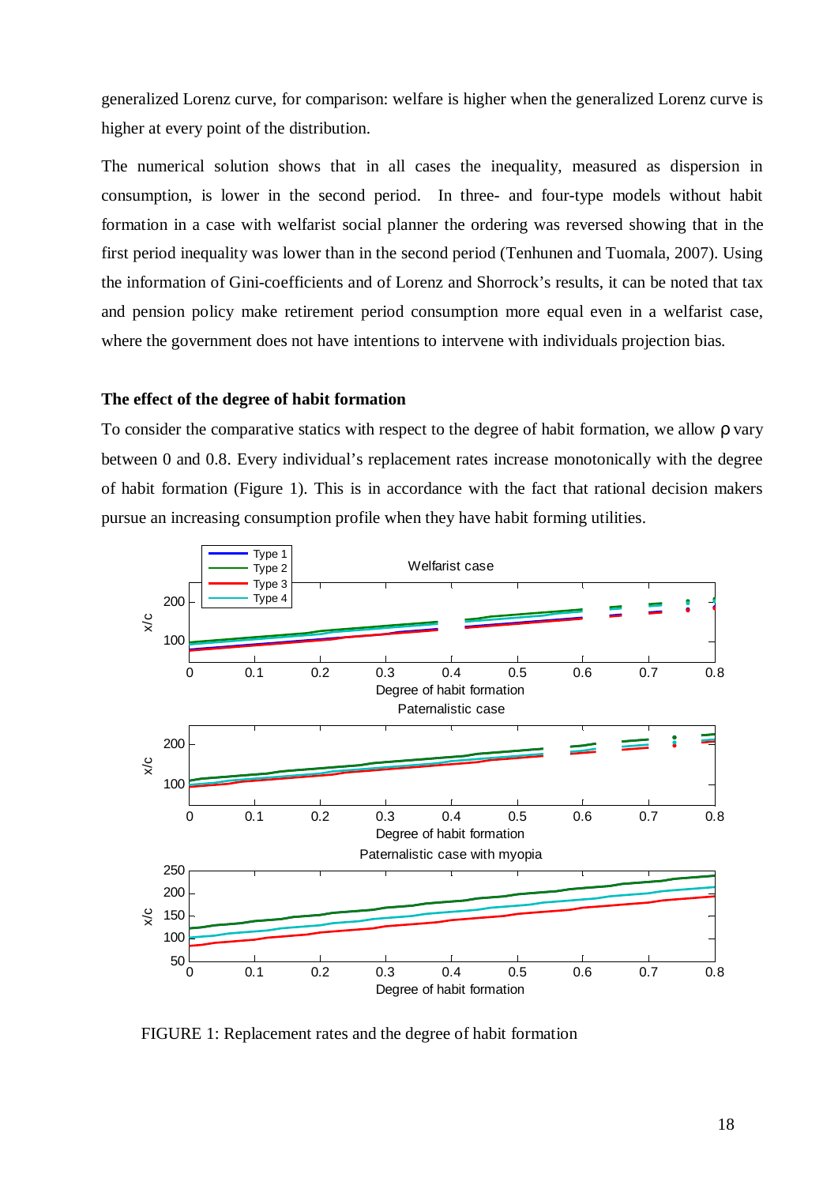generalized Lorenz curve, for comparison: welfare is higher when the generalized Lorenz curve is higher at every point of the distribution.

The numerical solution shows that in all cases the inequality, measured as dispersion in consumption, is lower in the second period. In three- and four-type models without habit formation in a case with welfarist social planner the ordering was reversed showing that in the first period inequality was lower than in the second period (Tenhunen and Tuomala, 2007). Using the information of Gini-coefficients and of Lorenz and Shorrock's results, it can be noted that tax and pension policy make retirement period consumption more equal even in a welfarist case, where the government does not have intentions to intervene with individuals projection bias.

**The effect of the degree of habit formation**

To consider the comparative statics with respect to the degree of habit formation, we allow $\rho$ vary between 0 and 0.8. Every individual's replacement rates increase monotonically with the degree of habit formation (Figure 1). This is in accordance with the fact that rational decision makers pursue an increasing consumption profile when they have habit forming utilities.

FIGURE 1: Replacement rates and the degree of habit formation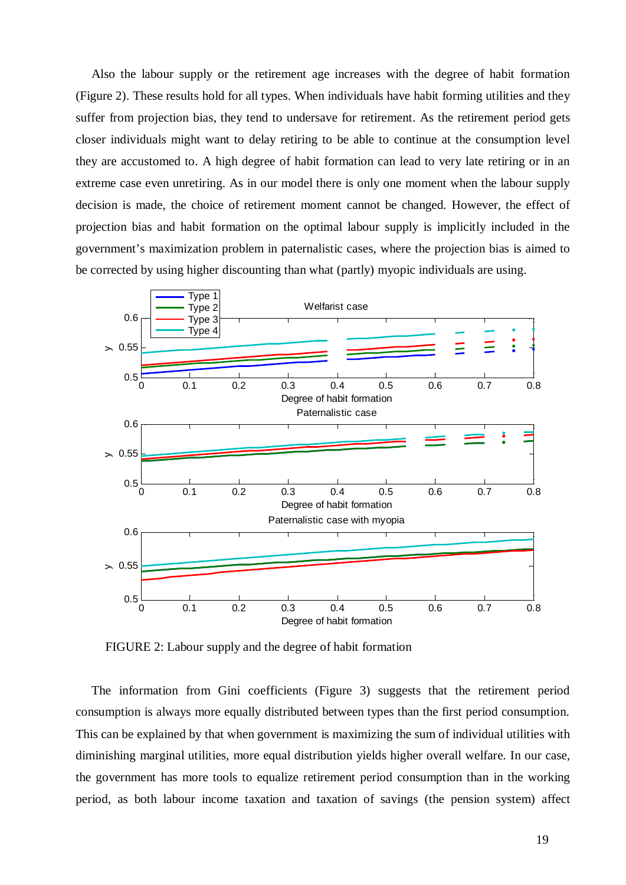Also the labour supply or the retirement age increases with the degree of habit formation (Figure 2). These results hold for all types. When individuals have habit forming utilities and they suffer from projection bias, they tend to undersave for retirement. As the retirement period gets closer individuals might want to delay retiring to be able to continue at the consumption level they are accustomed to. A high degree of habit formation can lead to very late retiring or in an extreme case even unretiring. As in our model there is only one moment when the labour supply decision is made, the choice of retirement moment cannot be changed. However, the effect of projection bias and habit formation on the optimal labour supply is implicitly included in the government's maximization problem in paternalistic cases, where the projection bias is aimed to be corrected by using higher discounting than what (partly) myopic individuals are using.

FIGURE 2: Labour supply and the degree of habit formation

The information from Gini coefficients (Figure 3) suggests that the retirement period consumption is always more equally distributed between types than the first period consumption. This can be explained by that when government is maximizing the sum of individual utilities with diminishing marginal utilities, more equal distribution yields higher overall welfare. In our case, the government has more tools to equalize retirement period consumption than in the working period, as both labour income taxation and taxation of savings (the pension system) affect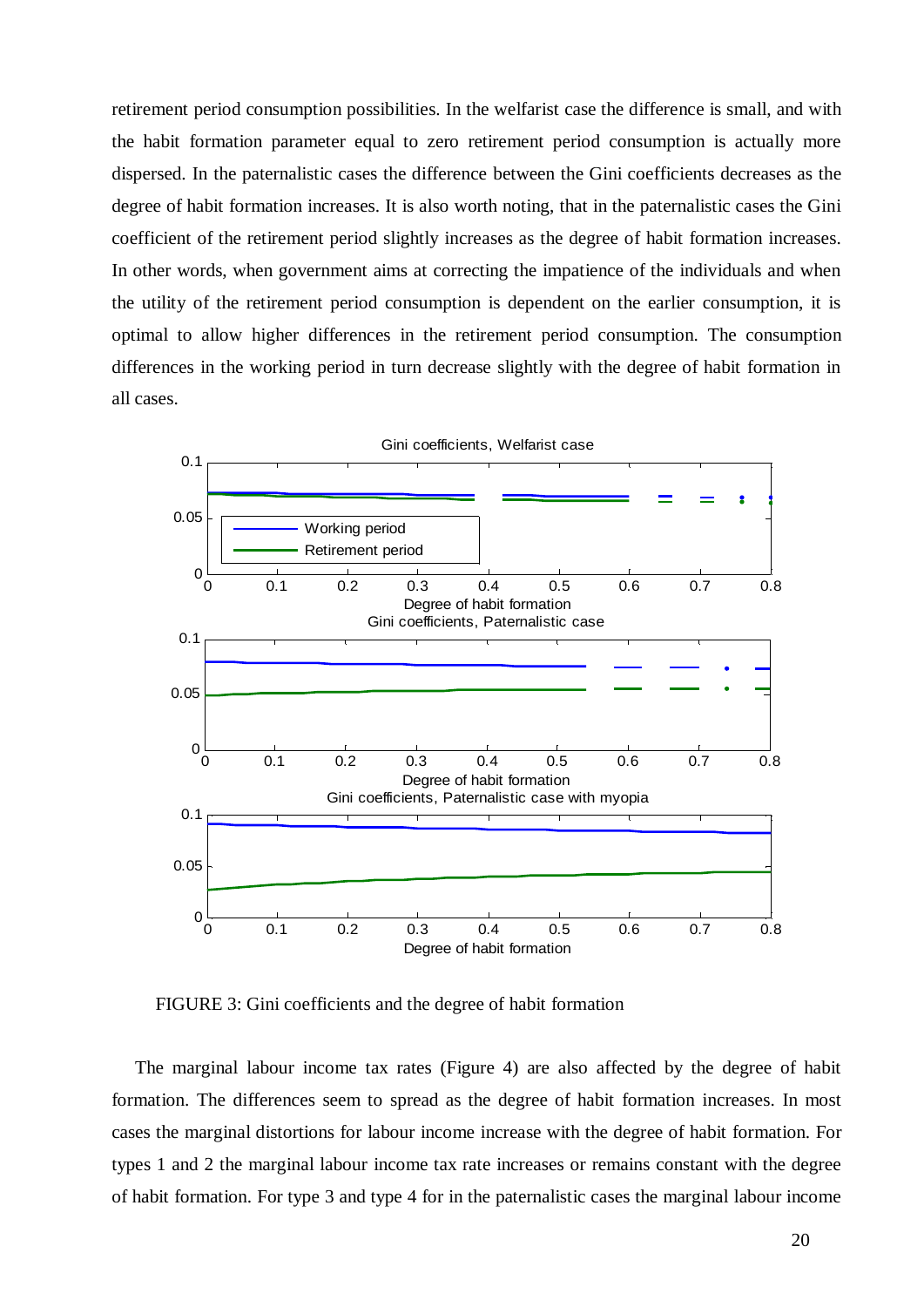retirement period consumption possibilities. In the welfarist case the difference is small, and with the habit formation parameter equal to zero retirement period consumption is actually more dispersed. In the paternalistic cases the difference between the Gini coefficients decreases as the degree of habit formation increases. It is also worth noting, that in the paternalistic cases the Gini coefficient of the retirement period slightly increases as the degree of habit formation increases. In other words, when government aims at correcting the impatience of the individuals and when the utility of the retirement period consumption is dependent on the earlier consumption, it is optimal to allow higher differences in the retirement period consumption. The consumption differences in the working period in turn decrease slightly with the degree of habit formation in all cases.

FIGURE 3: Gini coefficients and the degree of habit formation

The marginal labour income tax rates (Figure 4) are also affected by the degree of habit formation. The differences seem to spread as the degree of habit formation increases. In most cases the marginal distortions for labour income increase with the degree of habit formation. For types 1 and 2 the marginal labour income tax rate increases or remains constant with the degree of habit formation. For type 3 and type 4 for in the paternalistic cases the marginal labour income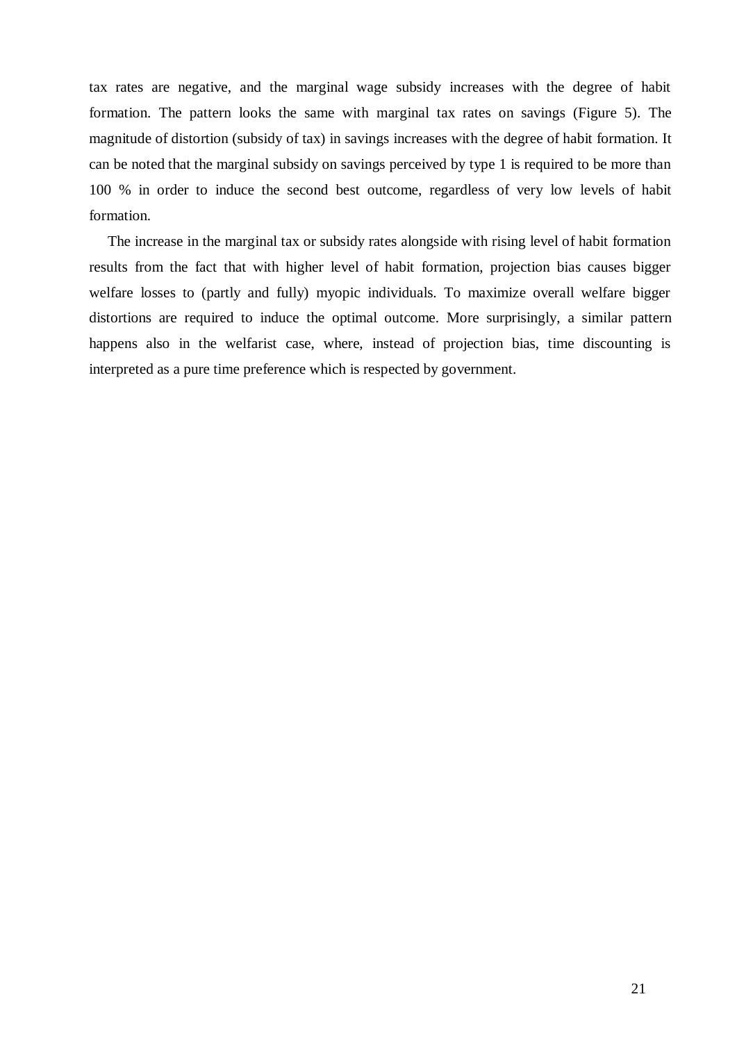tax rates are negative, and the marginal wage subsidy increases with the degree of habit formation. The pattern looks the same with marginal tax rates on savings (Figure 5). The magnitude of distortion (subsidy of tax) in savings increases with the degree of habit formation. It can be noted that the marginal subsidy on savings perceived by type 1 is required to be more than 100 % in order to induce the second best outcome, regardless of very low levels of habit formation.

The increase in the marginal tax or subsidy rates alongside with rising level of habit formation results from the fact that with higher level of habit formation, projection bias causes bigger welfare losses to (partly and fully) myopic individuals. To maximize overall welfare bigger distortions are required to induce the optimal outcome. More surprisingly, a similar pattern happens also in the welfarist case, where, instead of projection bias, time discounting is interpreted as a pure time preference which is respected by government.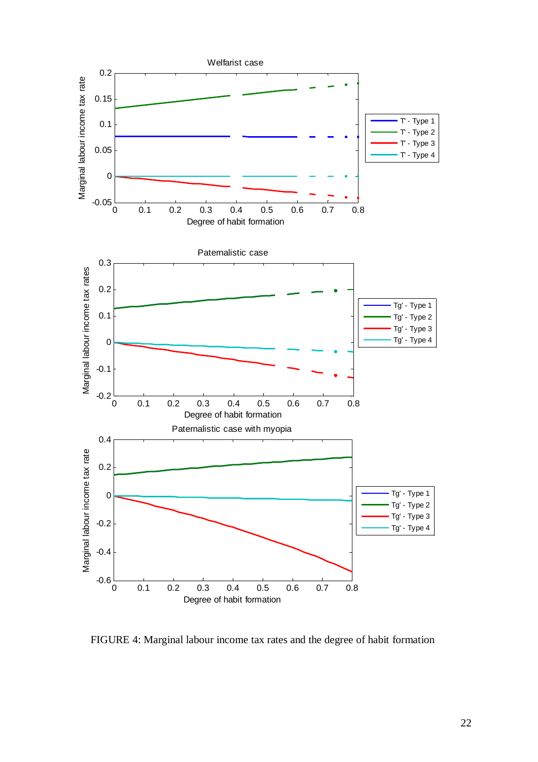FIGURE 4: Marginal labour income tax rates and the degree of habit formation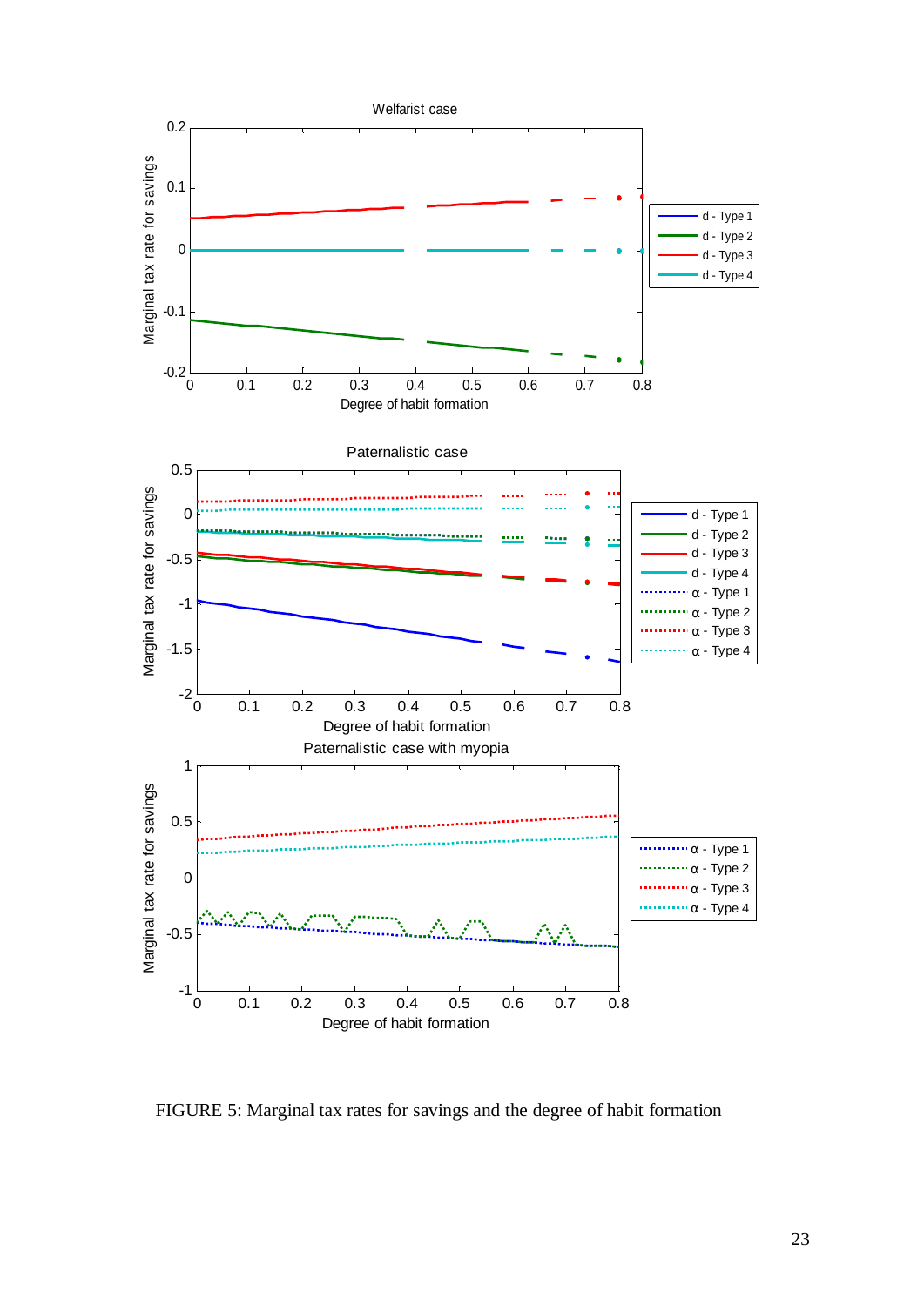FIGURE 5: Marginal tax rates for savings and the degree of habit formation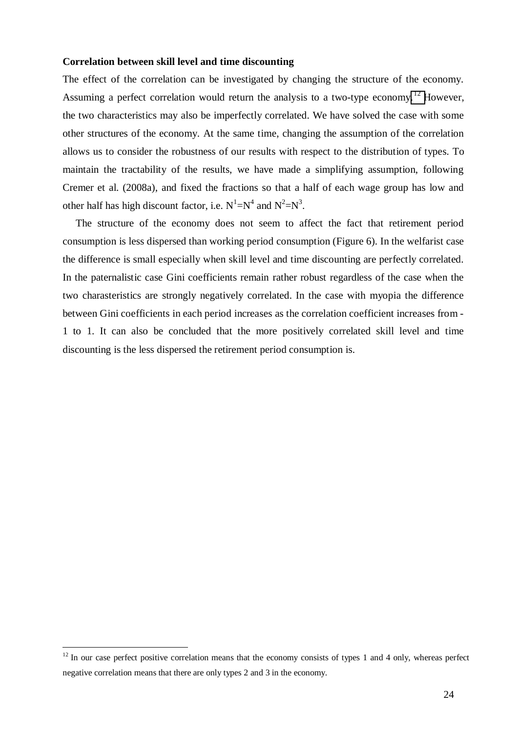**Correlation between skill level and time discounting**

The effect of the correlation can be investigated by changing the structure of the economy. Assuming a perfect correlation would return the analysis to a two-type economy.[12] However, the two characteristics may also be imperfectly correlated. We have solved the case with some other structures of the economy. At the same time, changing the assumption of the correlation allows us to consider the robustness of our results with respect to the distribution of types. To maintain the tractability of the results, we have made a simplifying assumption, following Cremer et al. (2008a), and fixed the fractions so that a half of each wage group has low and other half has high discount factor, i.e. $N^1=N^4$ and $N^2=N^3$.

The structure of the economy does not seem to affect the fact that retirement period consumption is less dispersed than working period consumption (Figure 6). In the welfarist case the difference is small especially when skill level and time discounting are perfectly correlated. In the paternalistic case Gini coefficients remain rather robust regardless of the case when the two charasteristics are strongly negatively correlated. In the case with myopia the difference between Gini coefficients in each period increases as the correlation coefficient increases from -1 to 1. It can also be concluded that the more positively correlated skill level and time discounting is the less dispersed the retirement period consumption is.

[12] In our case perfect positive correlation means that the economy consists of types 1 and 4 only, whereas perfect negative correlation means that there are only types 2 and 3 in the economy.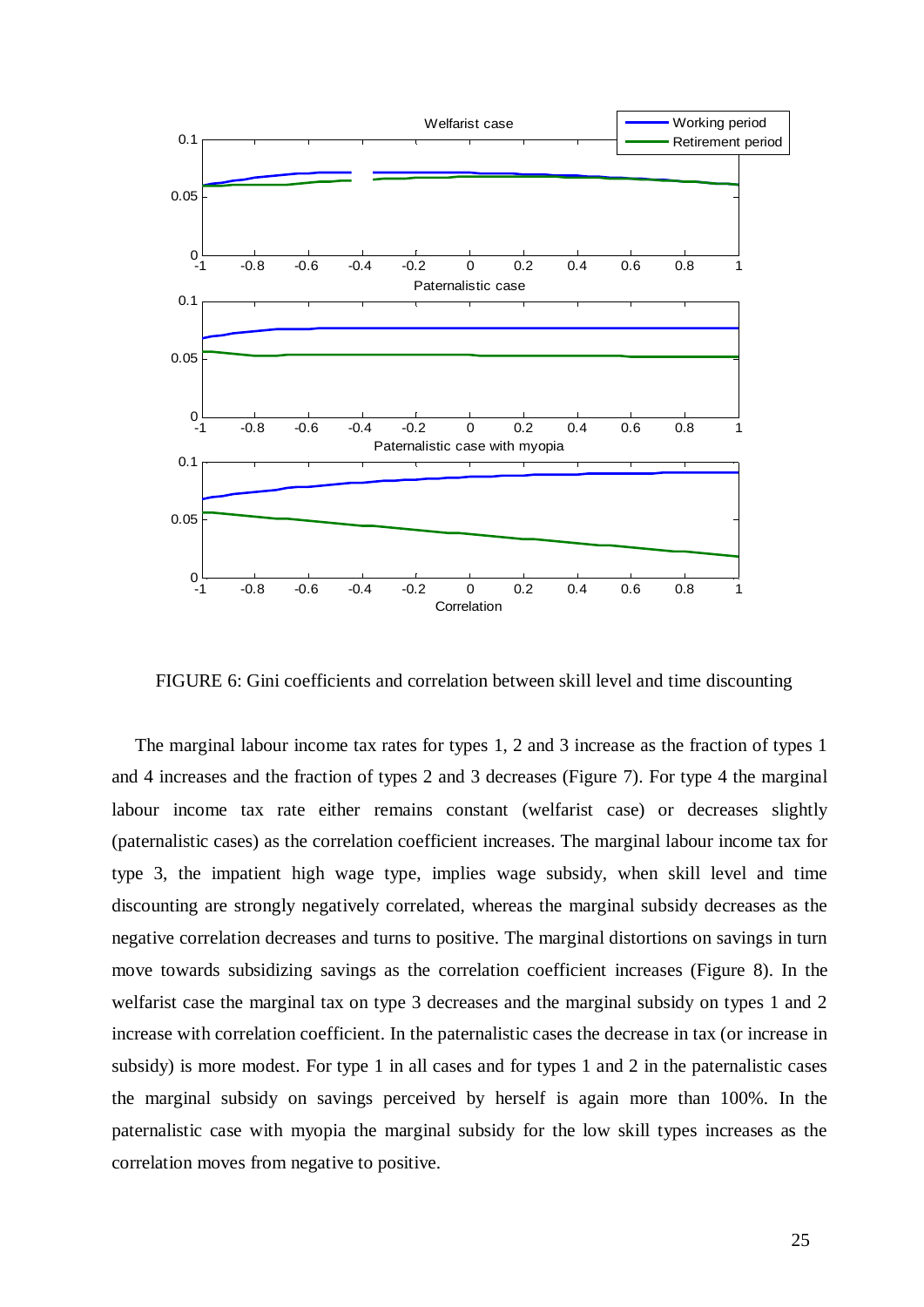FIGURE 6: Gini coefficients and correlation between skill level and time discounting

The marginal labour income tax rates for types 1, 2 and 3 increase as the fraction of types 1 and 4 increases and the fraction of types 2 and 3 decreases (Figure 7). For type 4 the marginal labour income tax rate either remains constant (welfarist case) or decreases slightly (paternalistic cases) as the correlation coefficient increases. The marginal labour income tax for type 3, the impatient high wage type, implies wage subsidy, when skill level and time discounting are strongly negatively correlated, whereas the marginal subsidy decreases as the negative correlation decreases and turns to positive. The marginal distortions on savings in turn move towards subsidizing savings as the correlation coefficient increases (Figure 8). In the welfarist case the marginal tax on type 3 decreases and the marginal subsidy on types 1 and 2 increase with correlation coefficient. In the paternalistic cases the decrease in tax (or increase in subsidy) is more modest. For type 1 in all cases and for types 1 and 2 in the paternalistic cases the marginal subsidy on savings perceived by herself is again more than 100%. In the paternalistic case with myopia the marginal subsidy for the low skill types increases as the correlation moves from negative to positive.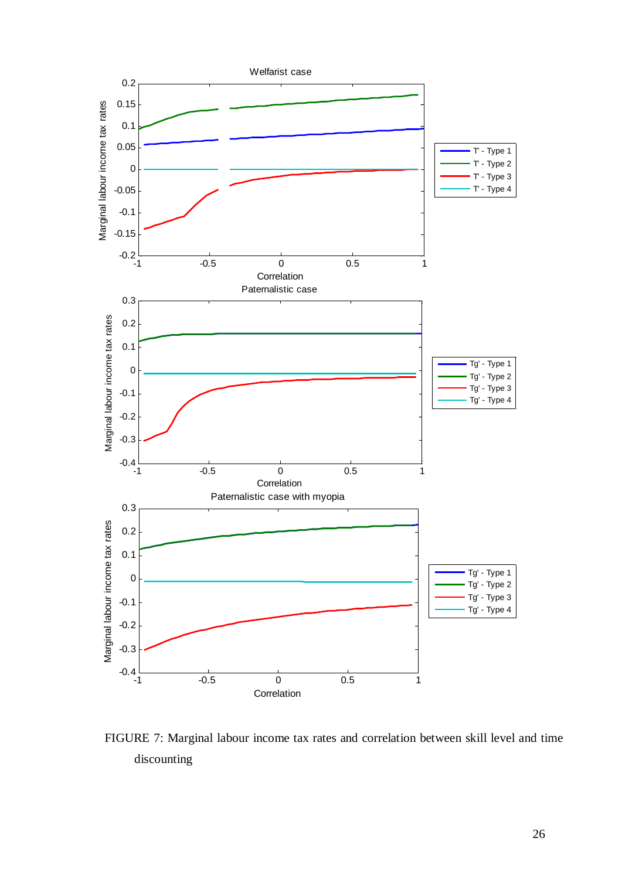FIGURE 7: Marginal labour income tax rates and correlation between skill level and time discounting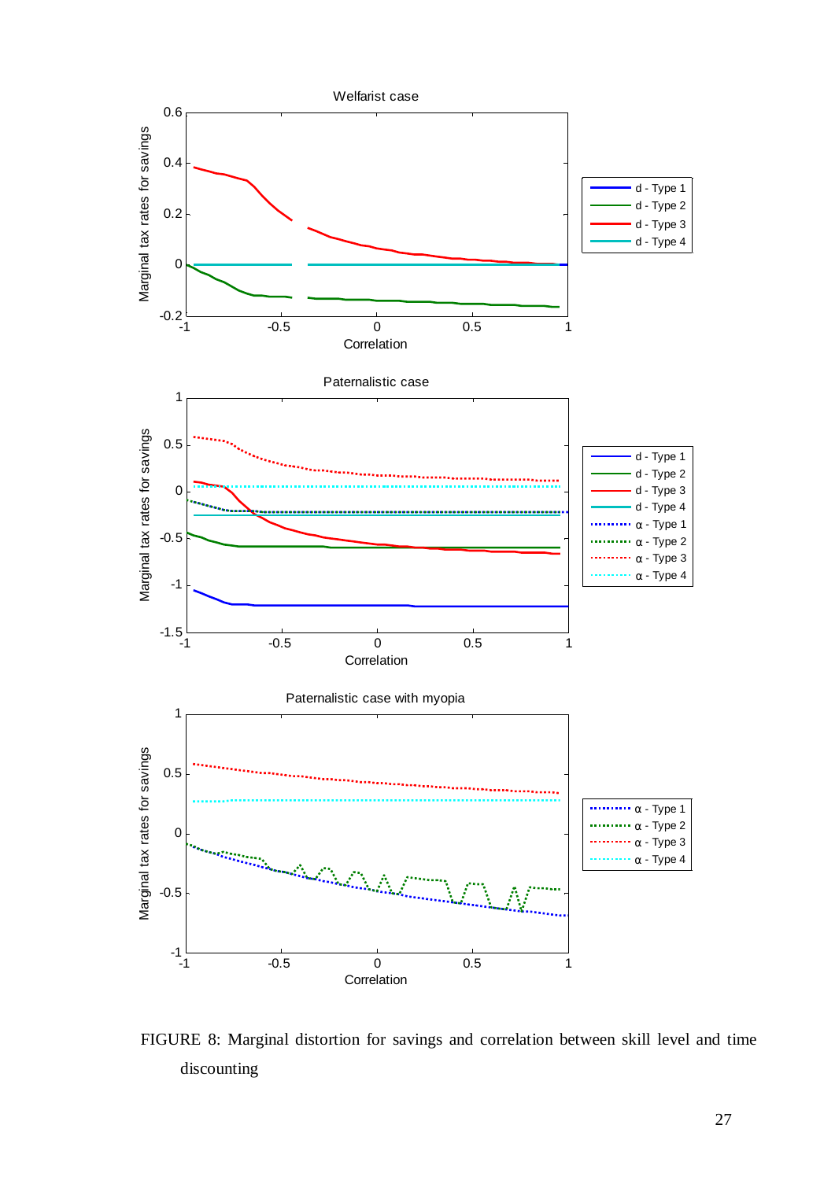FIGURE 8: Marginal distortion for savings and correlation between skill level and time discounting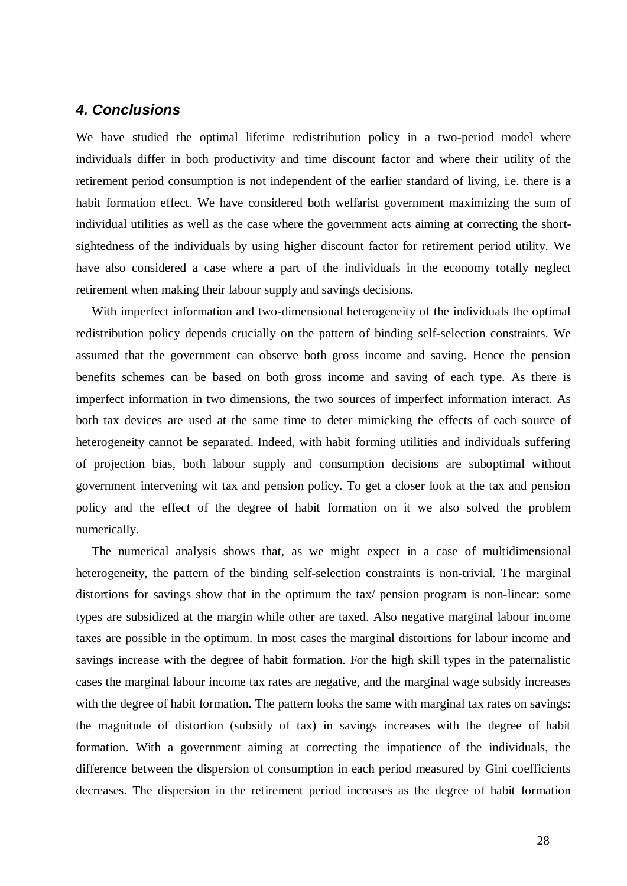### *4. Conclusions*

We have studied the optimal lifetime redistribution policy in a two-period model where individuals differ in both productivity and time discount factor and where their utility of the retirement period consumption is not independent of the earlier standard of living, i.e. there is a habit formation effect. We have considered both welfarist government maximizing the sum of individual utilities as well as the case where the government acts aiming at correcting the short-sightedness of the individuals by using higher discount factor for retirement period utility. We have also considered a case where a part of the individuals in the economy totally neglect retirement when making their labour supply and savings decisions.

With imperfect information and two-dimensional heterogeneity of the individuals the optimal redistribution policy depends crucially on the pattern of binding self-selection constraints. We assumed that the government can observe both gross income and saving. Hence the pension benefits schemes can be based on both gross income and saving of each type. As there is imperfect information in two dimensions, the two sources of imperfect information interact. As both tax devices are used at the same time to deter mimicking the effects of each source of heterogeneity cannot be separated. Indeed, with habit forming utilities and individuals suffering of projection bias, both labour supply and consumption decisions are suboptimal without government intervening wit tax and pension policy. To get a closer look at the tax and pension policy and the effect of the degree of habit formation on it we also solved the problem numerically.

The numerical analysis shows that, as we might expect in a case of multidimensional heterogeneity, the pattern of the binding self-selection constraints is non-trivial. The marginal distortions for savings show that in the optimum the tax/ pension program is non-linear: some types are subsidized at the margin while other are taxed. Also negative marginal labour income taxes are possible in the optimum. In most cases the marginal distortions for labour income and savings increase with the degree of habit formation. For the high skill types in the paternalistic cases the marginal labour income tax rates are negative, and the marginal wage subsidy increases with the degree of habit formation. The pattern looks the same with marginal tax rates on savings: the magnitude of distortion (subsidy of tax) in savings increases with the degree of habit formation. With a government aiming at correcting the impatience of the individuals, the difference between the dispersion of consumption in each period measured by Gini coefficients decreases. The dispersion in the retirement period increases as the degree of habit formation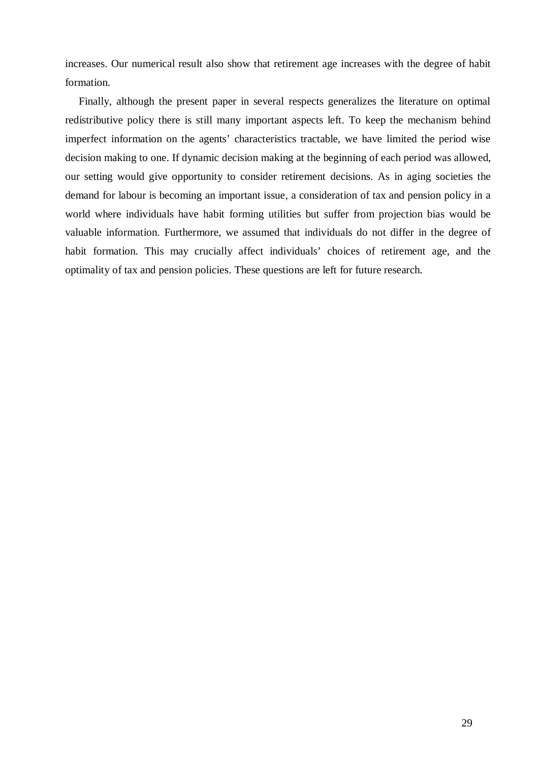increases. Our numerical result also show that retirement age increases with the degree of habit formation.

Finally, although the present paper in several respects generalizes the literature on optimal redistributive policy there is still many important aspects left. To keep the mechanism behind imperfect information on the agents' characteristics tractable, we have limited the period wise decision making to one. If dynamic decision making at the beginning of each period was allowed, our setting would give opportunity to consider retirement decisions. As in aging societies the demand for labour is becoming an important issue, a consideration of tax and pension policy in a world where individuals have habit forming utilities but suffer from projection bias would be valuable information. Furthermore, we assumed that individuals do not differ in the degree of habit formation. This may crucially affect individuals' choices of retirement age, and the optimality of tax and pension policies. These questions are left for future research.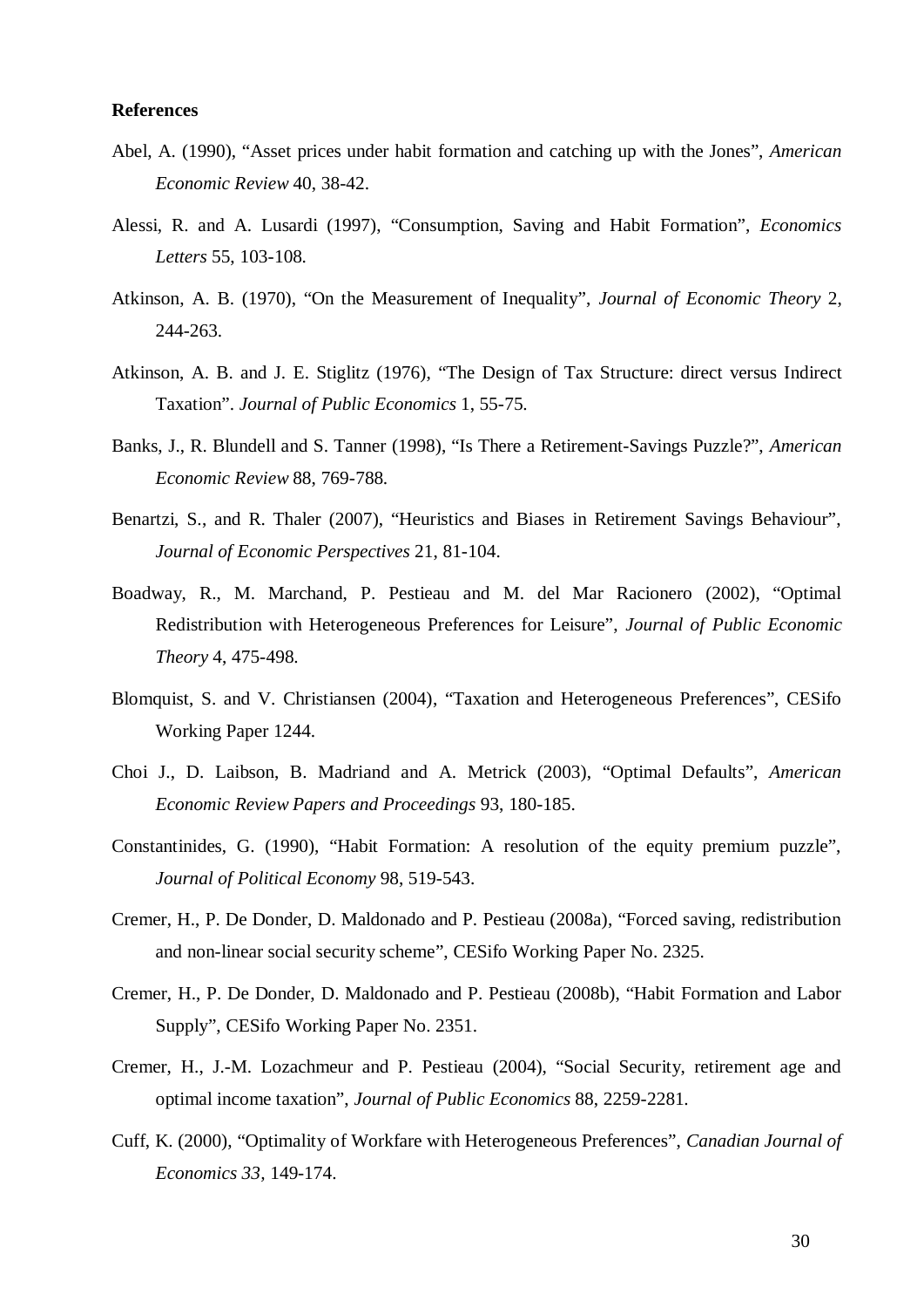**References**

Abel, A. (1990), "Asset prices under habit formation and catching up with the Jones", *American Economic Review* 40, 38-42.

Alessi, R. and A. Lusardi (1997), "Consumption, Saving and Habit Formation", *Economics Letters* 55, 103-108.

Atkinson, A. B. (1970), "On the Measurement of Inequality", *Journal of Economic Theory* 2, 244-263.

Atkinson, A. B. and J. E. Stiglitz (1976), "The Design of Tax Structure: direct versus Indirect Taxation". *Journal of Public Economics* 1, 55-75.

Banks, J., R. Blundell and S. Tanner (1998), "Is There a Retirement-Savings Puzzle?", *American Economic Review* 88, 769-788.

Benartzi, S., and R. Thaler (2007), "Heuristics and Biases in Retirement Savings Behaviour", *Journal of Economic Perspectives* 21, 81-104.

Boadway, R., M. Marchand, P. Pestieau and M. del Mar Racionero (2002), "Optimal Redistribution with Heterogeneous Preferences for Leisure", *Journal of Public Economic Theory* 4, 475-498.

Blomquist, S. and V. Christiansen (2004), "Taxation and Heterogeneous Preferences", CESifo Working Paper 1244.

Choi J., D. Laibson, B. Madriand and A. Metrick (2003), "Optimal Defaults", *American Economic Review Papers and Proceedings* 93, 180-185.

Constantinides, G. (1990), "Habit Formation: A resolution of the equity premium puzzle", *Journal of Political Economy* 98, 519-543.

Cremer, H., P. De Donder, D. Maldonado and P. Pestieau (2008a), "Forced saving, redistribution and non-linear social security scheme", CESifo Working Paper No. 2325.

Cremer, H., P. De Donder, D. Maldonado and P. Pestieau (2008b), "Habit Formation and Labor Supply", CESifo Working Paper No. 2351.

Cremer, H., J.-M. Lozachmeur and P. Pestieau (2004), "Social Security, retirement age and optimal income taxation", *Journal of Public Economics* 88, 2259-2281.

Cuff, K. (2000), "Optimality of Workfare with Heterogeneous Preferences", *Canadian Journal of Economics 33*, 149-174.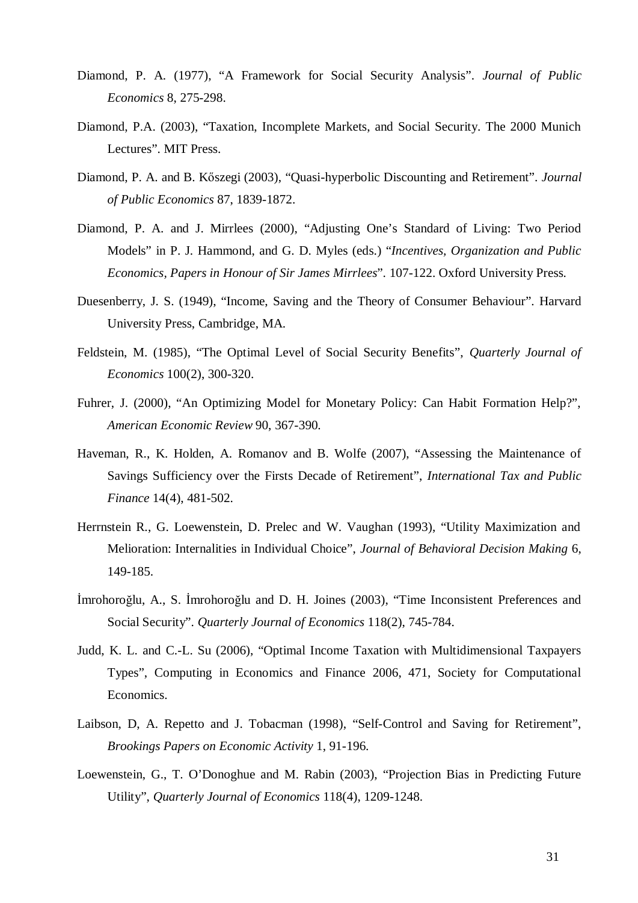Diamond, P. A. (1977), "A Framework for Social Security Analysis". *Journal of Public Economics* 8, 275-298.

Diamond, P.A. (2003), "Taxation, Incomplete Markets, and Social Security. The 2000 Munich Lectures". MIT Press.

Diamond, P. A. and B. Kőszegi (2003), "Quasi-hyperbolic Discounting and Retirement". *Journal of Public Economics* 87, 1839-1872.

Diamond, P. A. and J. Mirrlees (2000), "Adjusting One's Standard of Living: Two Period Models" in P. J. Hammond, and G. D. Myles (eds.) "*Incentives, Organization and Public Economics, Papers in Honour of Sir James Mirrlees*". 107-122. Oxford University Press.

Duesenberry, J. S. (1949), "Income, Saving and the Theory of Consumer Behaviour". Harvard University Press, Cambridge, MA.

Feldstein, M. (1985), "The Optimal Level of Social Security Benefits", *Quarterly Journal of Economics* 100(2), 300-320.

Fuhrer, J. (2000), "An Optimizing Model for Monetary Policy: Can Habit Formation Help?", *American Economic Review* 90, 367-390.

Haveman, R., K. Holden, A. Romanov and B. Wolfe (2007), "Assessing the Maintenance of Savings Sufficiency over the Firsts Decade of Retirement", *International Tax and Public Finance* 14(4), 481-502.

Herrnstein R., G. Loewenstein, D. Prelec and W. Vaughan (1993), "Utility Maximization and Melioration: Internalities in Individual Choice", *Journal of Behavioral Decision Making* 6, 149-185.

İmrohoroğlu, A., S. İmrohoroğlu and D. H. Joines (2003), "Time Inconsistent Preferences and Social Security". *Quarterly Journal of Economics* 118(2), 745-784.

Judd, K. L. and C.-L. Su (2006), "Optimal Income Taxation with Multidimensional Taxpayers Types", Computing in Economics and Finance 2006, 471, Society for Computational Economics.

Laibson, D, A. Repetto and J. Tobacman (1998), "Self-Control and Saving for Retirement", *Brookings Papers on Economic Activity* 1, 91-196.

Loewenstein, G., T. O'Donoghue and M. Rabin (2003), "Projection Bias in Predicting Future Utility", *Quarterly Journal of Economics* 118(4), 1209-1248.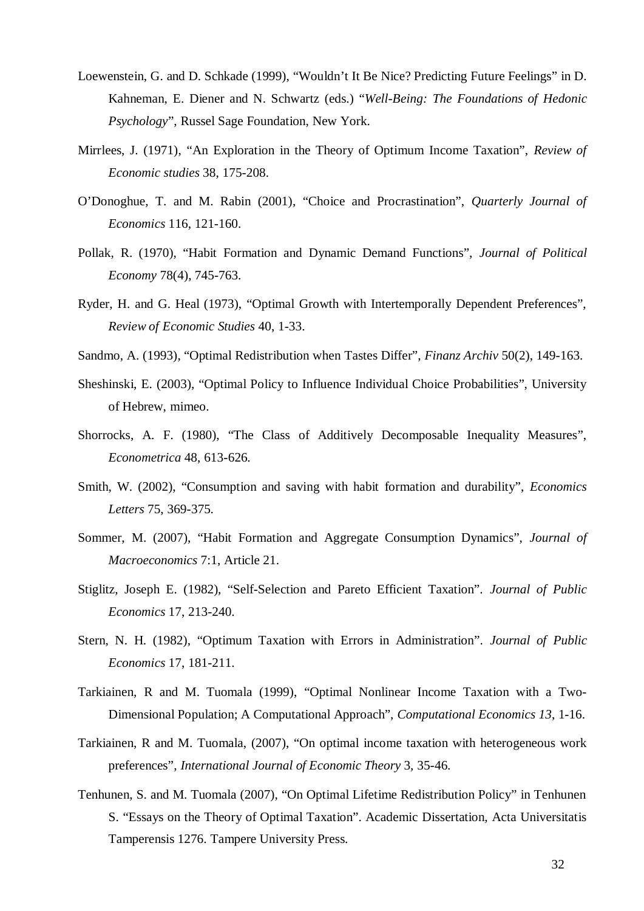Loewenstein, G. and D. Schkade (1999), "Wouldn't It Be Nice? Predicting Future Feelings" in D. Kahneman, E. Diener and N. Schwartz (eds.) "*Well-Being: The Foundations of Hedonic Psychology*", Russel Sage Foundation, New York.

Mirrlees, J. (1971), "An Exploration in the Theory of Optimum Income Taxation", *Review of Economic studies* 38, 175-208.

O'Donoghue, T. and M. Rabin (2001), "Choice and Procrastination", *Quarterly Journal of Economics* 116, 121-160.

Pollak, R. (1970), "Habit Formation and Dynamic Demand Functions", *Journal of Political Economy* 78(4), 745-763.

Ryder, H. and G. Heal (1973), "Optimal Growth with Intertemporally Dependent Preferences", *Review of Economic Studies* 40, 1-33.

Sandmo, A. (1993), "Optimal Redistribution when Tastes Differ", *Finanz Archiv* 50(2), 149-163.

Sheshinski, E. (2003), "Optimal Policy to Influence Individual Choice Probabilities", University of Hebrew, mimeo.

Shorrocks, A. F. (1980), "The Class of Additively Decomposable Inequality Measures", *Econometrica* 48, 613-626.

Smith, W. (2002), "Consumption and saving with habit formation and durability", *Economics Letters* 75, 369-375.

Sommer, M. (2007), "Habit Formation and Aggregate Consumption Dynamics", *Journal of Macroeconomics* 7:1, Article 21.

Stiglitz, Joseph E. (1982), "Self-Selection and Pareto Efficient Taxation". *Journal of Public Economics* 17, 213-240.

Stern, N. H. (1982), "Optimum Taxation with Errors in Administration". *Journal of Public Economics* 17, 181-211.

Tarkiainen, R and M. Tuomala (1999), "Optimal Nonlinear Income Taxation with a Two-Dimensional Population; A Computational Approach", *Computational Economics 13*, 1-16.

Tarkiainen, R and M. Tuomala, (2007), "On optimal income taxation with heterogeneous work preferences", *International Journal of Economic Theory* 3, 35-46.

Tenhunen, S. and M. Tuomala (2007), "On Optimal Lifetime Redistribution Policy" in Tenhunen S. "Essays on the Theory of Optimal Taxation". Academic Dissertation, Acta Universitatis Tamperensis 1276. Tampere University Press.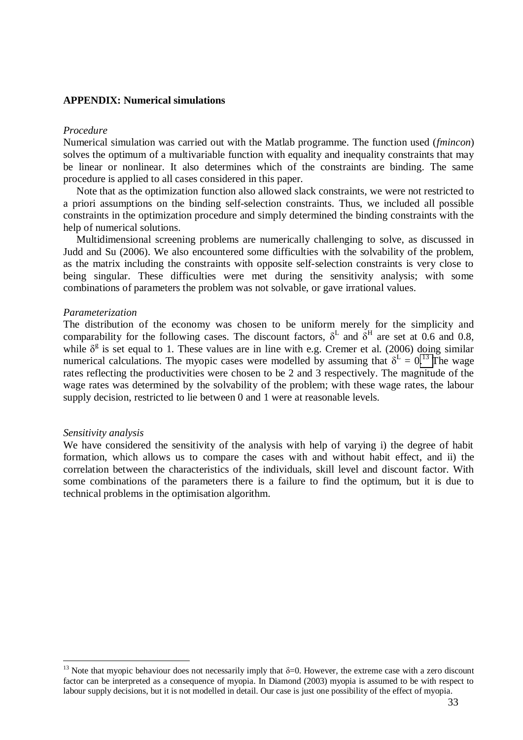**APPENDIX: Numerical simulations**

*Procedure*

Numerical simulation was carried out with the Matlab programme. The function used (*fmincon*) solves the optimum of a multivariable function with equality and inequality constraints that may be linear or nonlinear. It also determines which of the constraints are binding. The same procedure is applied to all cases considered in this paper.

Note that as the optimization function also allowed slack constraints, we were not restricted to a priori assumptions on the binding self-selection constraints. Thus, we included all possible constraints in the optimization procedure and simply determined the binding constraints with the help of numerical solutions.

Multidimensional screening problems are numerically challenging to solve, as discussed in Judd and Su (2006). We also encountered some difficulties with the solvability of the problem, as the matrix including the constraints with opposite self-selection constraints is very close to being singular. These difficulties were met during the sensitivity analysis; with some combinations of parameters the problem was not solvable, or gave irrational values.

*Parameterization*

The distribution of the economy was chosen to be uniform merely for the simplicity and comparability for the following cases. The discount factors, $\delta^L$ and $\delta^H$ are set at 0.6 and 0.8, while $\delta^g$ is set equal to 1. These values are in line with e.g. Cremer et al. (2006) doing similar numerical calculations. The myopic cases were modelled by assuming that $\delta^L = 0$.[13] The wage rates reflecting the productivities were chosen to be 2 and 3 respectively. The magnitude of the wage rates was determined by the solvability of the problem; with these wage rates, the labour supply decision, restricted to lie between 0 and 1 were at reasonable levels.

*Sensitivity analysis*

We have considered the sensitivity of the analysis with help of varying i) the degree of habit formation, which allows us to compare the cases with and without habit effect, and ii) the correlation between the characteristics of the individuals, skill level and discount factor. With some combinations of the parameters there is a failure to find the optimum, but it is due to technical problems in the optimisation algorithm.

---

[13] Note that myopic behaviour does not necessarily imply that $\delta=0$. However, the extreme case with a zero discount factor can be interpreted as a consequence of myopia. In Diamond (2003) myopia is assumed to be with respect to labour supply decisions, but it is not modelled in detail. Our case is just one possibility of the effect of myopia.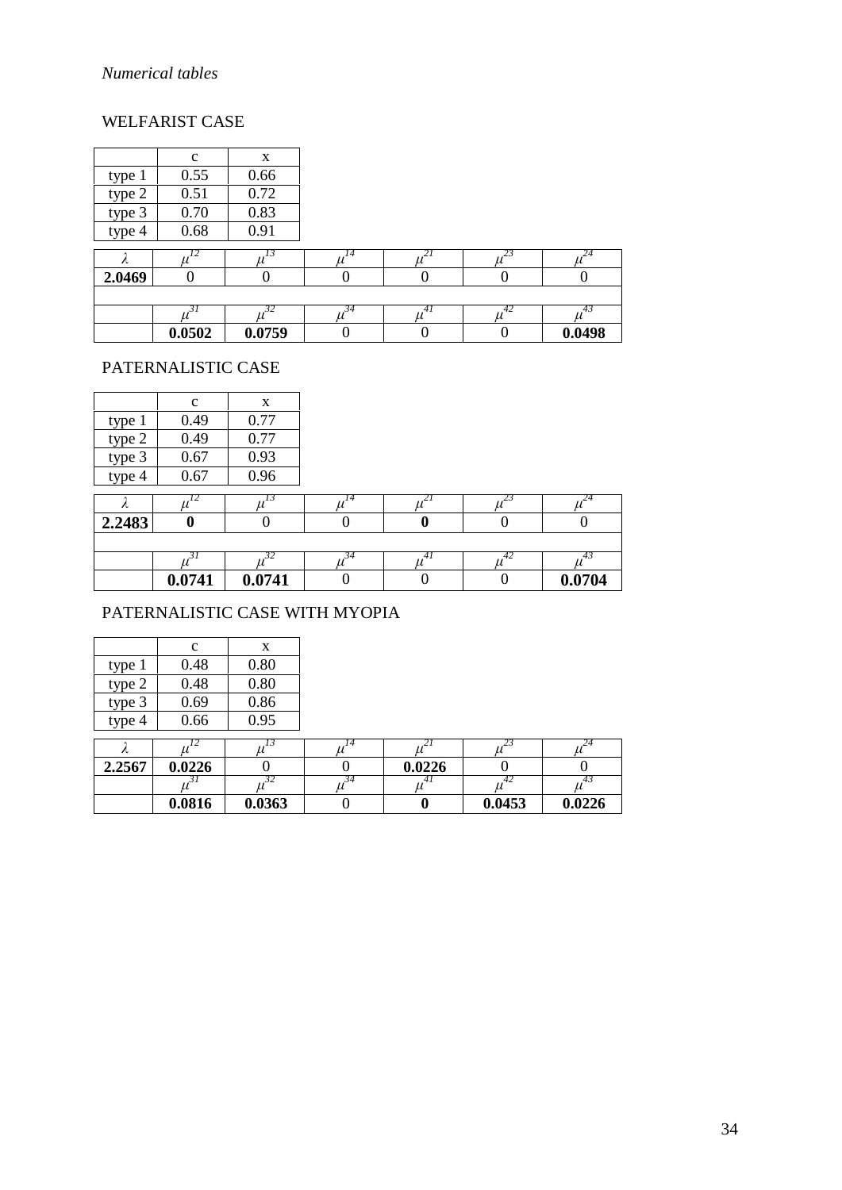*Numerical tables*

WELFARIST CASE

| | c | x |
|---|---|---|
| type 1 | 0.55 | 0.66 |
| type 2 | 0.51 | 0.72 |
| type 3 | 0.70 | 0.83 |
| type 4 | 0.68 | 0.91 |

| $\lambda$ | $\mu^{12}$ | $\mu^{13}$ | $\mu^{14}$ | $\mu^{21}$ | $\mu^{23}$ | $\mu^{24}$ |
|---|---|---|---|---|---|---|
| **2.0469** | 0 | 0 | 0 | 0 | 0 | 0 |
| | | | | | | |
| | $\mu^{31}$ | $\mu^{32}$ | $\mu^{34}$ | $\mu^{41}$ | $\mu^{42}$ | $\mu^{43}$ |
| | **0.0502** | **0.0759** | 0 | 0 | 0 | **0.0498** |

PATERNALISTIC CASE

| | c | x |
|---|---|---|
| type 1 | 0.49 | 0.77 |
| type 2 | 0.49 | 0.77 |
| type 3 | 0.67 | 0.93 |
| type 4 | 0.67 | 0.96 |

| $\lambda$ | $\mu^{12}$ | $\mu^{13}$ | $\mu^{14}$ | $\mu^{21}$ | $\mu^{23}$ | $\mu^{24}$ |
|---|---|---|---|---|---|---|
| **2.2483** | **0** | 0 | 0 | **0** | 0 | 0 |
| | | | | | | |
| | $\mu^{31}$ | $\mu^{32}$ | $\mu^{34}$ | $\mu^{41}$ | $\mu^{42}$ | $\mu^{43}$ |
| | **0.0741** | **0.0741** | 0 | 0 | 0 | **0.0704** |

PATERNALISTIC CASE WITH MYOPIA

| | c | x |
|---|---|---|
| type 1 | 0.48 | 0.80 |
| type 2 | 0.48 | 0.80 |
| type 3 | 0.69 | 0.86 |
| type 4 | 0.66 | 0.95 |

| $\lambda$ | $\mu^{12}$ | $\mu^{13}$ | $\mu^{14}$ | $\mu^{21}$ | $\mu^{23}$ | $\mu^{24}$ |
|---|---|---|---|---|---|---|
| **2.2567** | **0.0226** | 0 | 0 | **0.0226** | 0 | 0 |
| | $\mu^{31}$ | $\mu^{32}$ | $\mu^{34}$ | $\mu^{41}$ | $\mu^{42}$ | $\mu^{43}$ |
| | **0.0816** | **0.0363** | 0 | **0** | **0.0453** | **0.0226** |